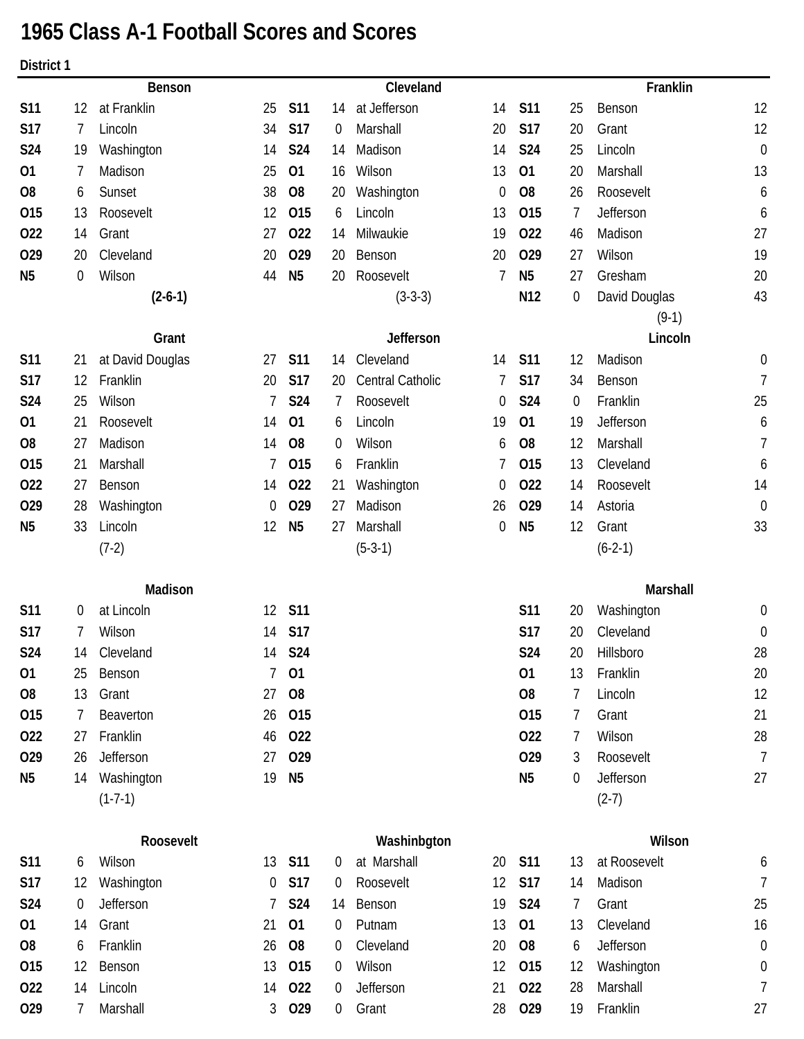# 1965 Class A-1 Football Scores and Scores

**District 1**

### Benson

| Date | Score | Opponent | Score |
|---|---|---|---|
| S11 | 12 | at Franklin | 25 |
| S17 | 7 | Lincoln | 34 |
| S24 | 19 | Washington | 14 |
| O1 | 7 | Madison | 25 |
| O8 | 6 | Sunset | 38 |
| O15 | 13 | Roosevelt | 12 |
| O22 | 14 | Grant | 27 |
| O29 | 20 | Cleveland | 20 |
| N5 | 0 | Wilson | 44 |
| | | (2-6-1) | |

### Cleveland

| Date | Score | Opponent | Score |
|---|---|---|---|
| S11 | 14 | at Jefferson | 14 |
| S17 | 0 | Marshall | 20 |
| S24 | 14 | Madison | 14 |
| O1 | 16 | Wilson | 13 |
| O8 | 20 | Washington | 0 |
| O15 | 6 | Lincoln | 13 |
| O22 | 14 | Milwaukie | 19 |
| O29 | 20 | Benson | 20 |
| N5 | 20 | Roosevelt | 7 |
| | | (3-3-3) | |

### Franklin

| Date | Score | Opponent | Score |
|---|---|---|---|
| S11 | 25 | Benson | 12 |
| S17 | 20 | Grant | 12 |
| S24 | 25 | Lincoln | 0 |
| O1 | 20 | Marshall | 13 |
| O8 | 26 | Roosevelt | 6 |
| O15 | 7 | Jefferson | 6 |
| O22 | 46 | Madison | 27 |
| O29 | 27 | Wilson | 19 |
| N5 | 27 | Gresham | 20 |
| N12 | 0 | David Douglas | 43 |
| | | (9-1) | |

### Grant

| Date | Score | Opponent | Score |
|---|---|---|---|
| S11 | 21 | at David Douglas | 27 |
| S17 | 12 | Franklin | 20 |
| S24 | 25 | Wilson | 7 |
| O1 | 21 | Roosevelt | 14 |
| O8 | 27 | Madison | 14 |
| O15 | 21 | Marshall | 7 |
| O22 | 27 | Benson | 14 |
| O29 | 28 | Washington | 0 |
| N5 | 33 | Lincoln | 12 |
| | | (7-2) | |

### Jefferson

| Date | Score | Opponent | Score |
|---|---|---|---|
| S11 | 14 | Cleveland | 14 |
| S17 | 20 | Central Catholic | 7 |
| S24 | 7 | Roosevelt | 0 |
| O1 | 6 | Lincoln | 19 |
| O8 | 0 | Wilson | 6 |
| O15 | 6 | Franklin | 7 |
| O22 | 21 | Washington | 0 |
| O29 | 27 | Madison | 26 |
| N5 | 27 | Marshall | 0 |
| | | (5-3-1) | |

### Lincoln

| Date | Score | Opponent | Score |
|---|---|---|---|
| S11 | 12 | Madison | 0 |
| S17 | 34 | Benson | 7 |
| S24 | 0 | Franklin | 25 |
| O1 | 19 | Jefferson | 6 |
| O8 | 12 | Marshall | 7 |
| O15 | 13 | Cleveland | 6 |
| O22 | 14 | Roosevelt | 14 |
| O29 | 14 | Astoria | 0 |
| N5 | 12 | Grant | 33 |
| | | (6-2-1) | |

### Madison

| Date | Score | Opponent | Score |
|---|---|---|---|
| S11 | 0 | at Lincoln | 12 |
| S17 | 7 | Wilson | 14 |
| S24 | 14 | Cleveland | 14 |
| O1 | 25 | Benson | 7 |
| O8 | 13 | Grant | 27 |
| O15 | 7 | Beaverton | 26 |
| O22 | 27 | Franklin | 46 |
| O29 | 26 | Jefferson | 27 |
| N5 | 14 | Washington | 19 |
| | | (1-7-1) | |

### Marshall

| Date | Score | Opponent | Score |
|---|---|---|---|
| S11 | 20 | Washington | 0 |
| S17 | 20 | Cleveland | 0 |
| S24 | 20 | Hillsboro | 28 |
| O1 | 13 | Franklin | 20 |
| O8 | 7 | Lincoln | 12 |
| O15 | 7 | Grant | 21 |
| O22 | 7 | Wilson | 28 |
| O29 | 3 | Roosevelt | 7 |
| N5 | 0 | Jefferson | 27 |
| | | (2-7) | |

### Roosevelt

| Date | Score | Opponent | Score |
|---|---|---|---|
| S11 | 6 | Wilson | 13 |
| S17 | 12 | Washington | 0 |
| S24 | 0 | Jefferson | 7 |
| O1 | 14 | Grant | 21 |
| O8 | 6 | Franklin | 26 |
| O15 | 12 | Benson | 13 |
| O22 | 14 | Lincoln | 14 |
| O29 | 7 | Marshall | 3 |

### Washinbgton

| Date | Score | Opponent | Score |
|---|---|---|---|
| S11 | 0 | at Marshall | 20 |
| S17 | 0 | Roosevelt | 12 |
| S24 | 14 | Benson | 19 |
| O1 | 0 | Putnam | 13 |
| O8 | 0 | Cleveland | 20 |
| O15 | 0 | Wilson | 12 |
| O22 | 0 | Jefferson | 21 |
| O29 | 0 | Grant | 28 |

### Wilson

| Date | Score | Opponent | Score |
|---|---|---|---|
| S11 | 13 | at Roosevelt | 6 |
| S17 | 14 | Madison | 7 |
| S24 | 7 | Grant | 25 |
| O1 | 13 | Cleveland | 16 |
| O8 | 6 | Jefferson | 0 |
| O15 | 12 | Washington | 0 |
| O22 | 28 | Marshall | 7 |
| O29 | 19 | Franklin | 27 |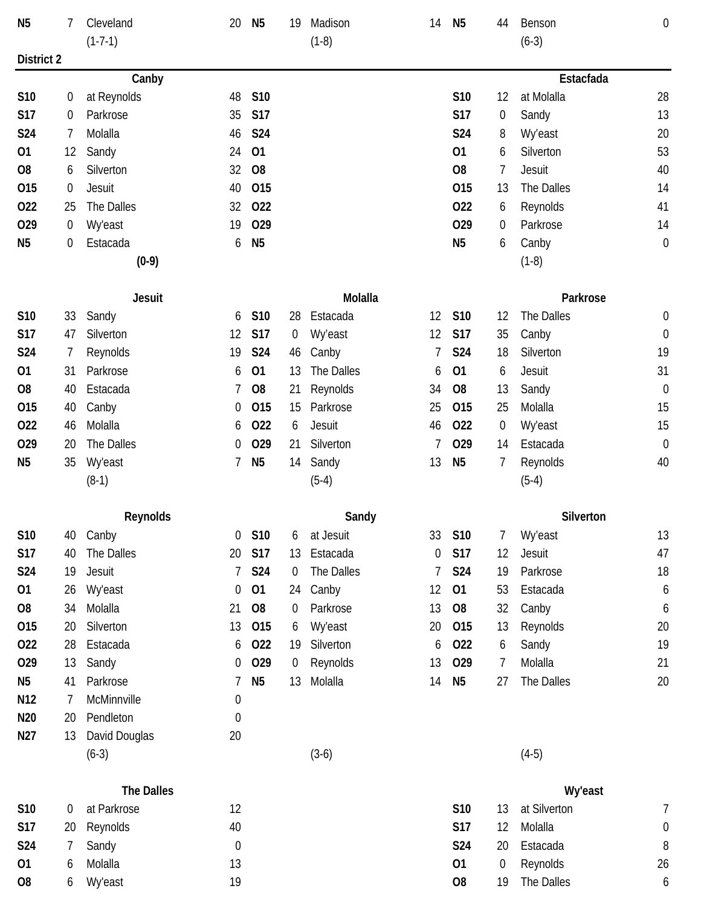| N5 | 7 | Cleveland | 20 | N5 | 19 | Madison | 14 | N5 | 44 | Benson | 0 |
|---|---|---|---|---|---|---|---|---|---|---|---|
| | | (1-7-1) | | | | (1-8) | | | | (6-3) | |

**District 2**

| | | Canby | | | | | | | | Estacfada | |
|---|---|---|---|---|---|---|---|---|---|---|---|
| S10 | 0 | at Reynolds | 48 | S10 | | | | S10 | 12 | at Molalla | 28 |
| S17 | 0 | Parkrose | 35 | S17 | | | | S17 | 0 | Sandy | 13 |
| S24 | 7 | Molalla | 46 | S24 | | | | S24 | 8 | Wy'east | 20 |
| O1 | 12 | Sandy | 24 | O1 | | | | O1 | 6 | Silverton | 53 |
| O8 | 6 | Silverton | 32 | O8 | | | | O8 | 7 | Jesuit | 40 |
| O15 | 0 | Jesuit | 40 | O15 | | | | O15 | 13 | The Dalles | 14 |
| O22 | 25 | The Dalles | 32 | O22 | | | | O22 | 6 | Reynolds | 41 |
| O29 | 0 | Wy'east | 19 | O29 | | | | O29 | 0 | Parkrose | 14 |
| N5 | 0 | Estacada | 6 | N5 | | | | N5 | 6 | Canby | 0 |
| | | (0-9) | | | | | | | | (1-8) | |

| | | Jesuit | | | | Molalla | | | | Parkrose | |
|---|---|---|---|---|---|---|---|---|---|---|---|
| S10 | 33 | Sandy | 6 | S10 | 28 | Estacada | 12 | S10 | 12 | The Dalles | 0 |
| S17 | 47 | Silverton | 12 | S17 | 0 | Wy'east | 12 | S17 | 35 | Canby | 0 |
| S24 | 7 | Reynolds | 19 | S24 | 46 | Canby | 7 | S24 | 18 | Silverton | 19 |
| O1 | 31 | Parkrose | 6 | O1 | 13 | The Dalles | 6 | O1 | 6 | Jesuit | 31 |
| O8 | 40 | Estacada | 7 | O8 | 21 | Reynolds | 34 | O8 | 13 | Sandy | 0 |
| O15 | 40 | Canby | 0 | O15 | 15 | Parkrose | 25 | O15 | 25 | Molalla | 15 |
| O22 | 46 | Molalla | 6 | O22 | 6 | Jesuit | 46 | O22 | 0 | Wy'east | 15 |
| O29 | 20 | The Dalles | 0 | O29 | 21 | Silverton | 7 | O29 | 14 | Estacada | 0 |
| N5 | 35 | Wy'east | 7 | N5 | 14 | Sandy | 13 | N5 | 7 | Reynolds | 40 |
| | | (8-1) | | | | (5-4) | | | | (5-4) | |

| | | Reynolds | | | | Sandy | | | | Silverton | |
|---|---|---|---|---|---|---|---|---|---|---|---|
| S10 | 40 | Canby | 0 | S10 | 6 | at Jesuit | 33 | S10 | 7 | Wy'east | 13 |
| S17 | 40 | The Dalles | 20 | S17 | 13 | Estacada | 0 | S17 | 12 | Jesuit | 47 |
| S24 | 19 | Jesuit | 7 | S24 | 0 | The Dalles | 7 | S24 | 19 | Parkrose | 18 |
| O1 | 26 | Wy'east | 0 | O1 | 24 | Canby | 12 | O1 | 53 | Estacada | 6 |
| O8 | 34 | Molalla | 21 | O8 | 0 | Parkrose | 13 | O8 | 32 | Canby | 6 |
| O15 | 20 | Silverton | 13 | O15 | 6 | Wy'east | 20 | O15 | 13 | Reynolds | 20 |
| O22 | 28 | Estacada | 6 | O22 | 19 | Silverton | 6 | O22 | 6 | Sandy | 19 |
| O29 | 13 | Sandy | 0 | O29 | 0 | Reynolds | 13 | O29 | 7 | Molalla | 21 |
| N5 | 41 | Parkrose | 7 | N5 | 13 | Molalla | 14 | N5 | 27 | The Dalles | 20 |
| N12 | 7 | McMinnville | 0 | | | | | | | | |
| N20 | 20 | Pendleton | 0 | | | | | | | | |
| N27 | 13 | David Douglas | 20 | | | | | | | | |
| | | (6-3) | | | | (3-6) | | | | (4-5) | |

| | | The Dalles | | | | | | | | Wy'east | |
|---|---|---|---|---|---|---|---|---|---|---|---|
| S10 | 0 | at Parkrose | 12 | | | | | S10 | 13 | at Silverton | 7 |
| S17 | 20 | Reynolds | 40 | | | | | S17 | 12 | Molalla | 0 |
| S24 | 7 | Sandy | 0 | | | | | S24 | 20 | Estacada | 8 |
| O1 | 6 | Molalla | 13 | | | | | O1 | 0 | Reynolds | 26 |
| O8 | 6 | Wy'east | 19 | | | | | O8 | 19 | The Dalles | 6 |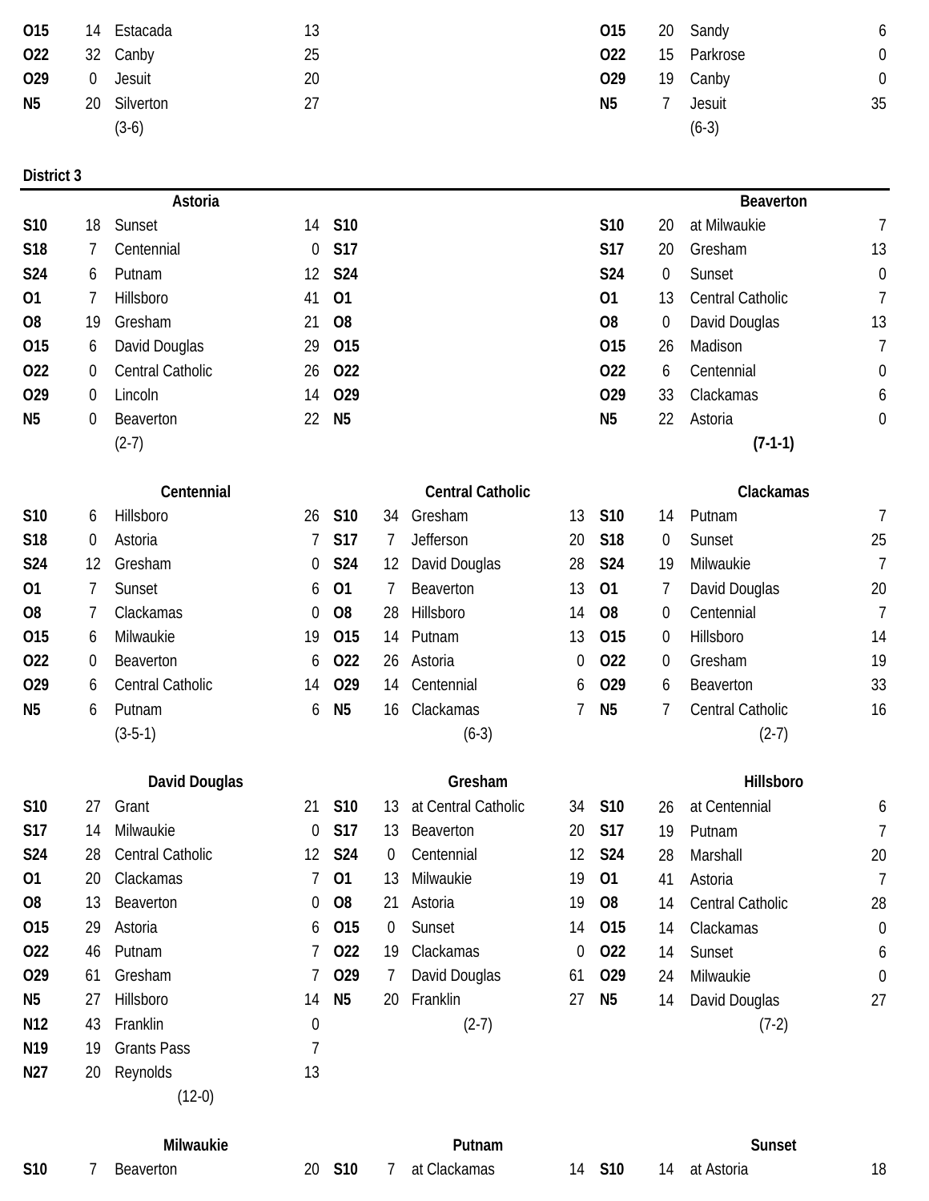| | | | |
|---|---|---|---|
| O15 | 14 | Estacada | 13 |
| O22 | 32 | Canby | 25 |
| O29 | 0 | Jesuit | 20 |
| N5 | 20 | Silverton | 27 |
| | | (3-6) | |

| | | | |
|---|---|---|---|
| O15 | 20 | Sandy | 6 |
| O22 | 15 | Parkrose | 0 |
| O29 | 19 | Canby | 0 |
| N5 | 7 | Jesuit | 35 |
| | | (6-3) | |

**District 3**

### Astoria

| | | | |
|---|---|---|---|
| S10 | 18 | Sunset | 14 |
| S18 | 7 | Centennial | 0 |
| S24 | 6 | Putnam | 12 |
| O1 | 7 | Hillsboro | 41 |
| O8 | 19 | Gresham | 21 |
| O15 | 6 | David Douglas | 29 |
| O22 | 0 | Central Catholic | 26 |
| O29 | 0 | Lincoln | 14 |
| N5 | 0 | Beaverton | 22 |
| | | (2-7) | |

### Beaverton

| | | | |
|---|---|---|---|
| S10 | 20 | at Milwaukie | 7 |
| S17 | 20 | Gresham | 13 |
| S24 | 0 | Sunset | 0 |
| O1 | 13 | Central Catholic | 7 |
| O8 | 0 | David Douglas | 13 |
| O15 | 26 | Madison | 7 |
| O22 | 6 | Centennial | 0 |
| O29 | 33 | Clackamas | 6 |
| N5 | 22 | Astoria | 0 |
| | | **(7-1-1)** | |

### Centennial

| | | | |
|---|---|---|---|
| S10 | 6 | Hillsboro | 26 |
| S18 | 0 | Astoria | 7 |
| S24 | 12 | Gresham | 0 |
| O1 | 7 | Sunset | 6 |
| O8 | 7 | Clackamas | 0 |
| O15 | 6 | Milwaukie | 19 |
| O22 | 0 | Beaverton | 6 |
| O29 | 6 | Central Catholic | 14 |
| N5 | 6 | Putnam | 6 |
| | | (3-5-1) | |

### Central Catholic

| | | | |
|---|---|---|---|
| S10 | 34 | Gresham | 13 |
| S17 | 7 | Jefferson | 20 |
| S24 | 12 | David Douglas | 28 |
| O1 | 7 | Beaverton | 13 |
| O8 | 28 | Hillsboro | 14 |
| O15 | 14 | Putnam | 13 |
| O22 | 26 | Astoria | 0 |
| O29 | 14 | Centennial | 6 |
| N5 | 16 | Clackamas | 7 |
| | | (6-3) | |

### Clackamas

| | | | |
|---|---|---|---|
| S10 | 14 | Putnam | 7 |
| S18 | 0 | Sunset | 25 |
| S24 | 19 | Milwaukie | 7 |
| O1 | 7 | David Douglas | 20 |
| O8 | 0 | Centennial | 7 |
| O15 | 0 | Hillsboro | 14 |
| O22 | 0 | Gresham | 19 |
| O29 | 6 | Beaverton | 33 |
| N5 | 7 | Central Catholic | 16 |
| | | (2-7) | |

### David Douglas

| | | | |
|---|---|---|---|
| S10 | 27 | Grant | 21 |
| S17 | 14 | Milwaukie | 0 |
| S24 | 28 | Central Catholic | 12 |
| O1 | 20 | Clackamas | 7 |
| O8 | 13 | Beaverton | 0 |
| O15 | 29 | Astoria | 6 |
| O22 | 46 | Putnam | 7 |
| O29 | 61 | Gresham | 7 |
| N5 | 27 | Hillsboro | 14 |
| N12 | 43 | Franklin | 0 |
| N19 | 19 | Grants Pass | 7 |
| N27 | 20 | Reynolds | 13 |
| | | (12-0) | |

### Gresham

| | | | |
|---|---|---|---|
| S10 | 13 | at Central Catholic | 34 |
| S17 | 13 | Beaverton | 20 |
| S24 | 0 | Centennial | 12 |
| O1 | 13 | Milwaukie | 19 |
| O8 | 21 | Astoria | 19 |
| O15 | 0 | Sunset | 14 |
| O22 | 19 | Clackamas | 0 |
| O29 | 7 | David Douglas | 61 |
| N5 | 20 | Franklin | 27 |
| | | (2-7) | |

### Hillsboro

| | | | |
|---|---|---|---|
| S10 | 26 | at Centennial | 6 |
| S17 | 19 | Putnam | 7 |
| S24 | 28 | Marshall | 20 |
| O1 | 41 | Astoria | 7 |
| O8 | 14 | Central Catholic | 28 |
| O15 | 14 | Clackamas | 0 |
| O22 | 14 | Sunset | 6 |
| O29 | 24 | Milwaukie | 0 |
| N5 | 14 | David Douglas | 27 |
| | | (7-2) | |

### Milwaukie

| | | | |
|---|---|---|---|
| S10 | 7 | Beaverton | 20 |

### Putnam

| | | | |
|---|---|---|---|
| S10 | 7 | at Clackamas | 14 |

### Sunset

| | | | |
|---|---|---|---|
| S10 | 14 | at Astoria | 18 |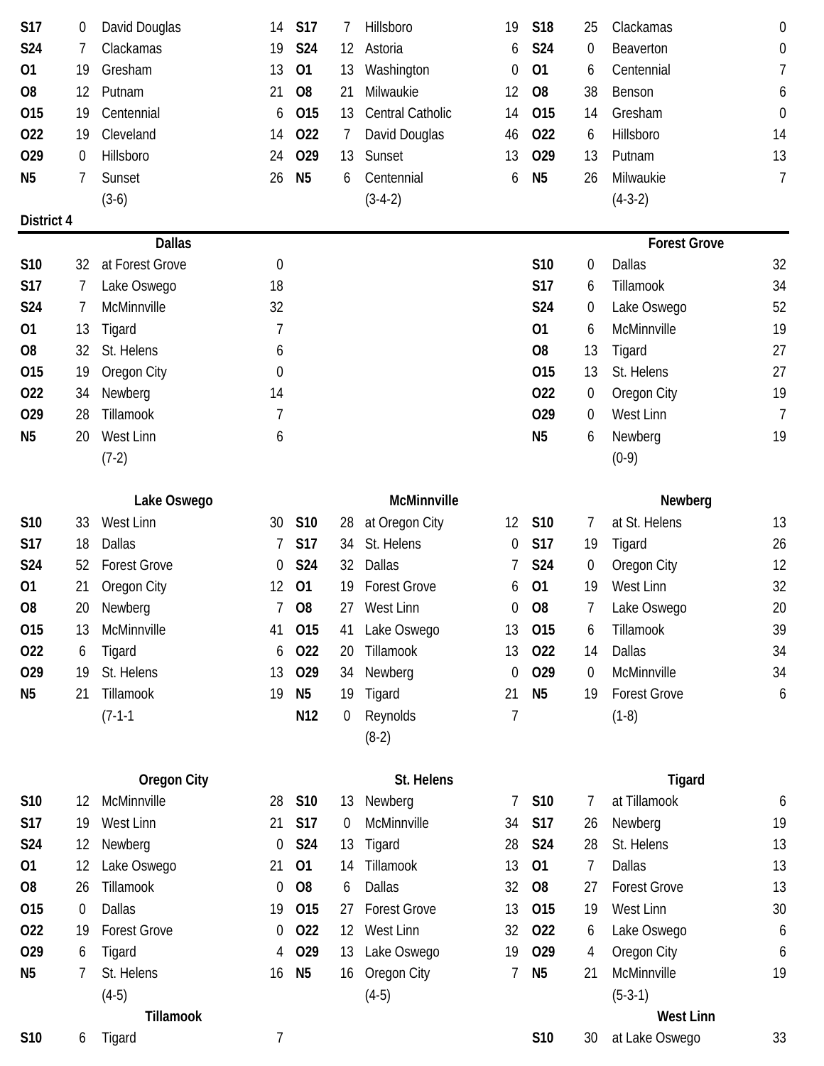| | | | |
|---|---|---|---|
| S17 | 0 | David Douglas | 14 |
| S24 | 7 | Clackamas | 19 |
| O1 | 19 | Gresham | 13 |
| O8 | 12 | Putnam | 21 |
| O15 | 19 | Centennial | 6 |
| O22 | 19 | Cleveland | 14 |
| O29 | 0 | Hillsboro | 24 |
| N5 | 7 | Sunset | 26 |
| | | (3-6) | |

| | | | |
|---|---|---|---|
| S17 | 7 | Hillsboro | 19 |
| S24 | 12 | Astoria | 6 |
| O1 | 13 | Washington | 0 |
| O8 | 21 | Milwaukie | 12 |
| O15 | 13 | Central Catholic | 14 |
| O22 | 7 | David Douglas | 46 |
| O29 | 13 | Sunset | 13 |
| N5 | 6 | Centennial | 6 |
| | | (3-4-2) | |

| | | | |
|---|---|---|---|
| S18 | 25 | Clackamas | 0 |
| S24 | 0 | Beaverton | 0 |
| O1 | 6 | Centennial | 7 |
| O8 | 38 | Benson | 6 |
| O15 | 14 | Gresham | 0 |
| O22 | 6 | Hillsboro | 14 |
| O29 | 13 | Putnam | 13 |
| N5 | 26 | Milwaukie | 7 |
| | | (4-3-2) | |

## District 4

### Dallas

| | | | |
|---|---|---|---|
| S10 | 32 | at Forest Grove | 0 |
| S17 | 7 | Lake Oswego | 18 |
| S24 | 7 | McMinnville | 32 |
| O1 | 13 | Tigard | 7 |
| O8 | 32 | St. Helens | 6 |
| O15 | 19 | Oregon City | 0 |
| O22 | 34 | Newberg | 14 |
| O29 | 28 | Tillamook | 7 |
| N5 | 20 | West Linn | 6 |
| | | (7-2) | |

### Forest Grove

| | | | |
|---|---|---|---|
| S10 | 0 | Dallas | 32 |
| S17 | 6 | Tillamook | 34 |
| S24 | 0 | Lake Oswego | 52 |
| O1 | 6 | McMinnville | 19 |
| O8 | 13 | Tigard | 27 |
| O15 | 13 | St. Helens | 27 |
| O22 | 0 | Oregon City | 19 |
| O29 | 0 | West Linn | 7 |
| N5 | 6 | Newberg | 19 |
| | | (0-9) | |

### Lake Oswego

| | | | |
|---|---|---|---|
| S10 | 33 | West Linn | 30 |
| S17 | 18 | Dallas | 7 |
| S24 | 52 | Forest Grove | 0 |
| O1 | 21 | Oregon City | 12 |
| O8 | 20 | Newberg | 7 |
| O15 | 13 | McMinnville | 41 |
| O22 | 6 | Tigard | 6 |
| O29 | 19 | St. Helens | 13 |
| N5 | 21 | Tillamook | 19 |
| | | (7-1-1 | |

### McMinnville

| | | | |
|---|---|---|---|
| S10 | 28 | at Oregon City | 12 |
| S17 | 34 | St. Helens | 0 |
| S24 | 32 | Dallas | 7 |
| O1 | 19 | Forest Grove | 6 |
| O8 | 27 | West Linn | 0 |
| O15 | 41 | Lake Oswego | 13 |
| O22 | 20 | Tillamook | 13 |
| O29 | 34 | Newberg | 0 |
| N5 | 19 | Tigard | 21 |
| N12 | 0 | Reynolds | 7 |
| | | (8-2) | |

### Newberg

| | | | |
|---|---|---|---|
| S10 | 7 | at St. Helens | 13 |
| S17 | 19 | Tigard | 26 |
| S24 | 0 | Oregon City | 12 |
| O1 | 19 | West Linn | 32 |
| O8 | 7 | Lake Oswego | 20 |
| O15 | 6 | Tillamook | 39 |
| O22 | 14 | Dallas | 34 |
| O29 | 0 | McMinnville | 34 |
| N5 | 19 | Forest Grove | 6 |
| | | (1-8) | |

### Oregon City

| | | | |
|---|---|---|---|
| S10 | 12 | McMinnville | 28 |
| S17 | 19 | West Linn | 21 |
| S24 | 12 | Newberg | 0 |
| O1 | 12 | Lake Oswego | 21 |
| O8 | 26 | Tillamook | 0 |
| O15 | 0 | Dallas | 19 |
| O22 | 19 | Forest Grove | 0 |
| O29 | 6 | Tigard | 4 |
| N5 | 7 | St. Helens | 16 |
| | | (4-5) | |

### St. Helens

| | | | |
|---|---|---|---|
| S10 | 13 | Newberg | 7 |
| S17 | 0 | McMinnville | 34 |
| S24 | 13 | Tigard | 28 |
| O1 | 14 | Tillamook | 13 |
| O8 | 6 | Dallas | 32 |
| O15 | 27 | Forest Grove | 13 |
| O22 | 12 | West Linn | 32 |
| O29 | 13 | Lake Oswego | 19 |
| N5 | 16 | Oregon City | 7 |
| | | (4-5) | |

### Tigard

| | | | |
|---|---|---|---|
| S10 | 7 | at Tillamook | 6 |
| S17 | 26 | Newberg | 19 |
| S24 | 28 | St. Helens | 13 |
| O1 | 7 | Dallas | 13 |
| O8 | 27 | Forest Grove | 13 |
| O15 | 19 | West Linn | 30 |
| O22 | 6 | Lake Oswego | 6 |
| O29 | 4 | Oregon City | 6 |
| N5 | 21 | McMinnville | 19 |
| | | (5-3-1) | |

### Tillamook

| | | | |
|---|---|---|---|
| S10 | 6 | Tigard | 7 |

### West Linn

| | | | |
|---|---|---|---|
| S10 | 30 | at Lake Oswego | 33 |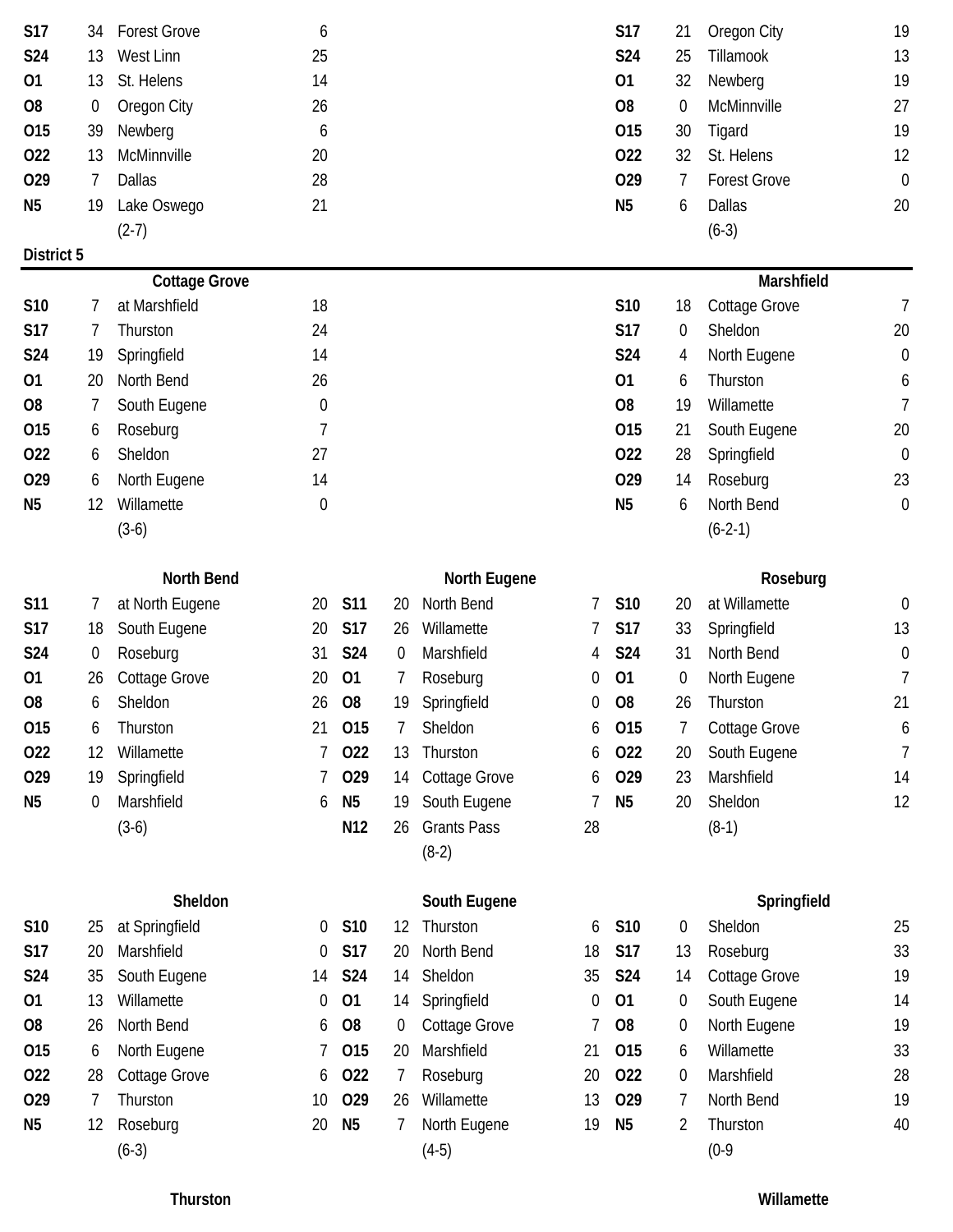| | | | |
|---|---|---|---|
| S17 | 34 | Forest Grove | 6 |
| S24 | 13 | West Linn | 25 |
| O1 | 13 | St. Helens | 14 |
| O8 | 0 | Oregon City | 26 |
| O15 | 39 | Newberg | 6 |
| O22 | 13 | McMinnville | 20 |
| O29 | 7 | Dallas | 28 |
| N5 | 19 | Lake Oswego | 21 |
| | | (2-7) | |

| | | | |
|---|---|---|---|
| S17 | 21 | Oregon City | 19 |
| S24 | 25 | Tillamook | 13 |
| O1 | 32 | Newberg | 19 |
| O8 | 0 | McMinnville | 27 |
| O15 | 30 | Tigard | 19 |
| O22 | 32 | St. Helens | 12 |
| O29 | 7 | Forest Grove | 0 |
| N5 | 6 | Dallas | 20 |
| | | (6-3) | |

## District 5

### Cottage Grove

| | | | |
|---|---|---|---|
| S10 | 7 | at Marshfield | 18 |
| S17 | 7 | Thurston | 24 |
| S24 | 19 | Springfield | 14 |
| O1 | 20 | North Bend | 26 |
| O8 | 7 | South Eugene | 0 |
| O15 | 6 | Roseburg | 7 |
| O22 | 6 | Sheldon | 27 |
| O29 | 6 | North Eugene | 14 |
| N5 | 12 | Willamette | 0 |
| | | (3-6) | |

### Marshfield

| | | | |
|---|---|---|---|
| S10 | 18 | Cottage Grove | 7 |
| S17 | 0 | Sheldon | 20 |
| S24 | 4 | North Eugene | 0 |
| O1 | 6 | Thurston | 6 |
| O8 | 19 | Willamette | 7 |
| O15 | 21 | South Eugene | 20 |
| O22 | 28 | Springfield | 0 |
| O29 | 14 | Roseburg | 23 |
| N5 | 6 | North Bend | 0 |
| | | (6-2-1) | |

### North Bend

| | | | |
|---|---|---|---|
| S11 | 7 | at North Eugene | 20 |
| S17 | 18 | South Eugene | 20 |
| S24 | 0 | Roseburg | 31 |
| O1 | 26 | Cottage Grove | 20 |
| O8 | 6 | Sheldon | 26 |
| O15 | 6 | Thurston | 21 |
| O22 | 12 | Willamette | 7 |
| O29 | 19 | Springfield | 7 |
| N5 | 0 | Marshfield | 6 |
| | | (3-6) | |

### North Eugene

| | | | |
|---|---|---|---|
| S11 | 20 | North Bend | 7 |
| S17 | 26 | Willamette | 7 |
| S24 | 0 | Marshfield | 4 |
| O1 | 7 | Roseburg | 0 |
| O8 | 19 | Springfield | 0 |
| O15 | 7 | Sheldon | 6 |
| O22 | 13 | Thurston | 6 |
| O29 | 14 | Cottage Grove | 6 |
| N5 | 19 | South Eugene | 7 |
| N12 | 26 | Grants Pass | 28 |
| | | (8-2) | |

### Roseburg

| | | | |
|---|---|---|---|
| S10 | 20 | at Willamette | 0 |
| S17 | 33 | Springfield | 13 |
| S24 | 31 | North Bend | 0 |
| O1 | 0 | North Eugene | 7 |
| O8 | 26 | Thurston | 21 |
| O15 | 7 | Cottage Grove | 6 |
| O22 | 20 | South Eugene | 7 |
| O29 | 23 | Marshfield | 14 |
| N5 | 20 | Sheldon | 12 |
| | | (8-1) | |

### Sheldon

| | | | |
|---|---|---|---|
| S10 | 25 | at Springfield | 0 |
| S17 | 20 | Marshfield | 0 |
| S24 | 35 | South Eugene | 14 |
| O1 | 13 | Willamette | 0 |
| O8 | 26 | North Bend | 6 |
| O15 | 6 | North Eugene | 7 |
| O22 | 28 | Cottage Grove | 6 |
| O29 | 7 | Thurston | 10 |
| N5 | 12 | Roseburg | 20 |
| | | (6-3) | |

### South Eugene

| | | | |
|---|---|---|---|
| S10 | 12 | Thurston | 6 |
| S17 | 20 | North Bend | 18 |
| S24 | 14 | Sheldon | 35 |
| O1 | 14 | Springfield | 0 |
| O8 | 0 | Cottage Grove | 7 |
| O15 | 20 | Marshfield | 21 |
| O22 | 7 | Roseburg | 20 |
| O29 | 26 | Willamette | 13 |
| N5 | 7 | North Eugene | 19 |
| | | (4-5) | |

### Springfield

| | | | |
|---|---|---|---|
| S10 | 0 | Sheldon | 25 |
| S17 | 13 | Roseburg | 33 |
| S24 | 14 | Cottage Grove | 19 |
| O1 | 0 | South Eugene | 14 |
| O8 | 0 | North Eugene | 19 |
| O15 | 6 | Willamette | 33 |
| O22 | 0 | Marshfield | 28 |
| O29 | 7 | North Bend | 19 |
| N5 | 2 | Thurston | 40 |
| | | (0-9 | |

### Thurston

### Willamette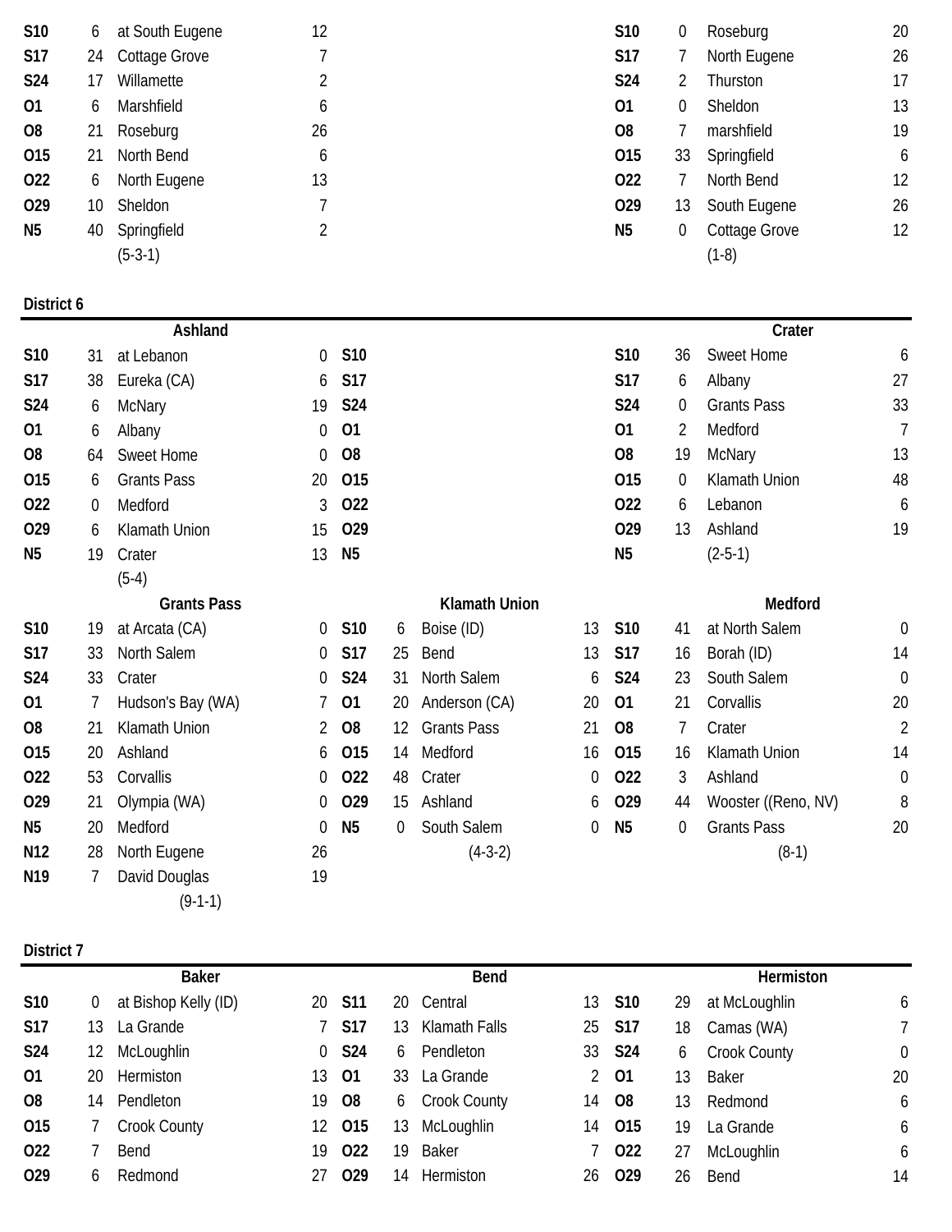| Date | Score | Opponent | Score |
|---|---|---|---|
| S10 | 6 | at South Eugene | 12 |
| S17 | 24 | Cottage Grove | 7 |
| S24 | 17 | Willamette | 2 |
| O1 | 6 | Marshfield | 6 |
| O8 | 21 | Roseburg | 26 |
| O15 | 21 | North Bend | 6 |
| O22 | 6 | North Eugene | 13 |
| O29 | 10 | Sheldon | 7 |
| N5 | 40 | Springfield | 2 |
| | | (5-3-1) | |

| Date | Score | Opponent | Score |
|---|---|---|---|
| S10 | 0 | Roseburg | 20 |
| S17 | 7 | North Eugene | 26 |
| S24 | 2 | Thurston | 17 |
| O1 | 0 | Sheldon | 13 |
| O8 | 7 | marshfield | 19 |
| O15 | 33 | Springfield | 6 |
| O22 | 7 | North Bend | 12 |
| O29 | 13 | South Eugene | 26 |
| N5 | 0 | Cottage Grove | 12 |
| | | (1-8) | |

**District 6**

**Ashland**

| Date | Score | Opponent | Score |
|---|---|---|---|
| S10 | 31 | at Lebanon | 0 |
| S17 | 38 | Eureka (CA) | 6 |
| S24 | 6 | McNary | 19 |
| O1 | 6 | Albany | 0 |
| O8 | 64 | Sweet Home | 0 |
| O15 | 6 | Grants Pass | 20 |
| O22 | 0 | Medford | 3 |
| O29 | 6 | Klamath Union | 15 |
| N5 | 19 | Crater | 13 |
| | | (5-4) | |

**Crater**

| Date | Score | Opponent | Score |
|---|---|---|---|
| S10 | 36 | Sweet Home | 6 |
| S17 | 6 | Albany | 27 |
| S24 | 0 | Grants Pass | 33 |
| O1 | 2 | Medford | 7 |
| O8 | 19 | McNary | 13 |
| O15 | 0 | Klamath Union | 48 |
| O22 | 6 | Lebanon | 6 |
| O29 | 13 | Ashland | 19 |
| N5 | | (2-5-1) | |

**Grants Pass**

| Date | Score | Opponent | Score |
|---|---|---|---|
| S10 | 19 | at Arcata (CA) | 0 |
| S17 | 33 | North Salem | 0 |
| S24 | 33 | Crater | 0 |
| O1 | 7 | Hudson's Bay (WA) | 7 |
| O8 | 21 | Klamath Union | 2 |
| O15 | 20 | Ashland | 6 |
| O22 | 53 | Corvallis | 0 |
| O29 | 21 | Olympia (WA) | 0 |
| N5 | 20 | Medford | 0 |
| N12 | 28 | North Eugene | 26 |
| N19 | 7 | David Douglas | 19 |
| | | (9-1-1) | |

**Klamath Union**

| Date | Score | Opponent | Score |
|---|---|---|---|
| S10 | 6 | Boise (ID) | 13 |
| S17 | 25 | Bend | 13 |
| S24 | 31 | North Salem | 6 |
| O1 | 20 | Anderson (CA) | 20 |
| O8 | 12 | Grants Pass | 21 |
| O15 | 14 | Medford | 16 |
| O22 | 48 | Crater | 0 |
| O29 | 15 | Ashland | 6 |
| N5 | 0 | South Salem | 0 |
| | | (4-3-2) | |

**Medford**

| Date | Score | Opponent | Score |
|---|---|---|---|
| S10 | 41 | at North Salem | 0 |
| S17 | 16 | Borah (ID) | 14 |
| S24 | 23 | South Salem | 0 |
| O1 | 21 | Corvallis | 20 |
| O8 | 7 | Crater | 2 |
| O15 | 16 | Klamath Union | 14 |
| O22 | 3 | Ashland | 0 |
| O29 | 44 | Wooster ((Reno, NV) | 8 |
| N5 | 0 | Grants Pass | 20 |
| | | (8-1) | |

**District 7**

**Baker**

| Date | Score | Opponent | Score |
|---|---|---|---|
| S10 | 0 | at Bishop Kelly (ID) | 20 |
| S17 | 13 | La Grande | 7 |
| S24 | 12 | McLoughlin | 0 |
| O1 | 20 | Hermiston | 13 |
| O8 | 14 | Pendleton | 19 |
| O15 | 7 | Crook County | 12 |
| O22 | 7 | Bend | 19 |
| O29 | 6 | Redmond | 27 |

**Bend**

| Date | Score | Opponent | Score |
|---|---|---|---|
| S11 | 20 | Central | 13 |
| S17 | 13 | Klamath Falls | 25 |
| S24 | 6 | Pendleton | 33 |
| O1 | 33 | La Grande | 2 |
| O8 | 6 | Crook County | 14 |
| O15 | 13 | McLoughlin | 14 |
| O22 | 19 | Baker | 7 |
| O29 | 14 | Hermiston | 26 |

**Hermiston**

| Date | Score | Opponent | Score |
|---|---|---|---|
| S10 | 29 | at McLoughlin | 6 |
| S17 | 18 | Camas (WA) | 7 |
| S24 | 6 | Crook County | 0 |
| O1 | 13 | Baker | 20 |
| O8 | 13 | Redmond | 6 |
| O15 | 19 | La Grande | 6 |
| O22 | 27 | McLoughlin | 6 |
| O29 | 26 | Bend | 14 |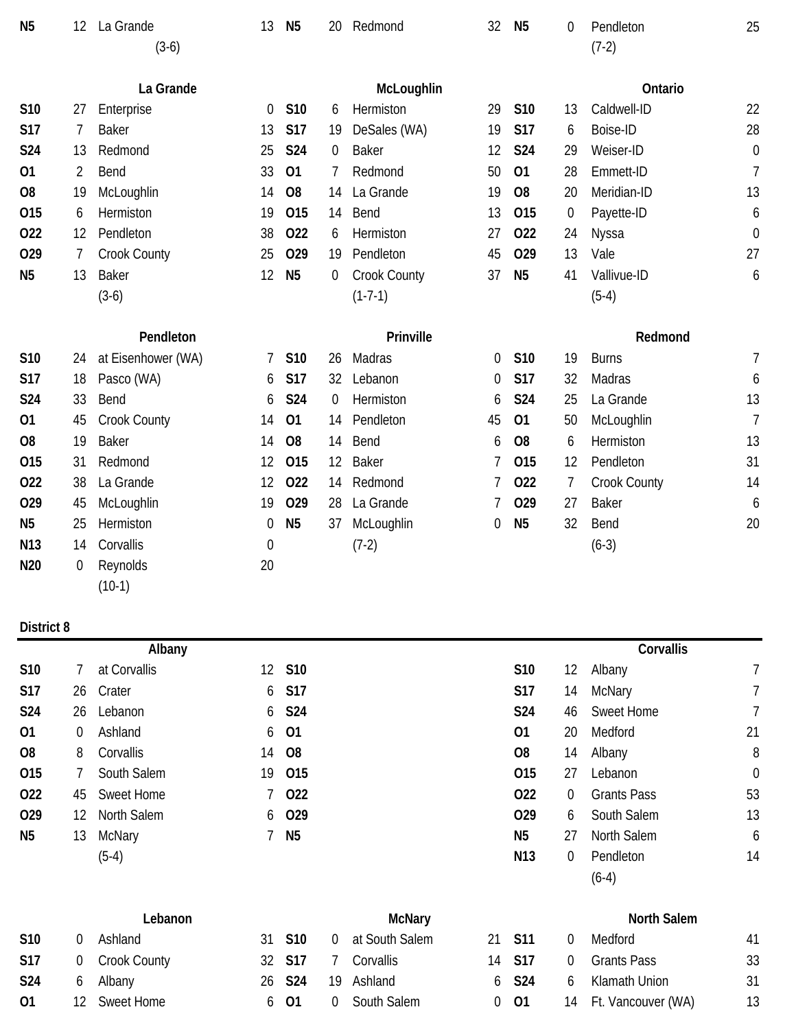| | | | |
|---|---|---|---|
| N5 | 12 | La Grande | 13 |
| | | (3-6) | |

| | | | |
|---|---|---|---|
| N5 | 20 | Redmond | 32 |

| | | | |
|---|---|---|---|
| N5 | 0 | Pendleton | 25 |
| | | (7-2) | |

### La Grande

| Date | Score | Opponent | Opp |
|---|---|---|---|
| S10 | 27 | Enterprise | 0 |
| S17 | 7 | Baker | 13 |
| S24 | 13 | Redmond | 25 |
| O1 | 2 | Bend | 33 |
| O8 | 19 | McLoughlin | 14 |
| O15 | 6 | Hermiston | 19 |
| O22 | 12 | Pendleton | 38 |
| O29 | 7 | Crook County | 25 |
| N5 | 13 | Baker | 12 |
| | | (3-6) | |

### McLoughlin

| Date | Score | Opponent | Opp |
|---|---|---|---|
| S10 | 6 | Hermiston | 29 |
| S17 | 19 | DeSales (WA) | 19 |
| S24 | 0 | Baker | 12 |
| O1 | 7 | Redmond | 50 |
| O8 | 14 | La Grande | 19 |
| O15 | 14 | Bend | 13 |
| O22 | 6 | Hermiston | 27 |
| O29 | 19 | Pendleton | 45 |
| N5 | 0 | Crook County | 37 |
| | | (1-7-1) | |

### Ontario

| Date | Score | Opponent | Opp |
|---|---|---|---|
| S10 | 13 | Caldwell-ID | 22 |
| S17 | 6 | Boise-ID | 28 |
| S24 | 29 | Weiser-ID | 0 |
| O1 | 28 | Emmett-ID | 7 |
| O8 | 20 | Meridian-ID | 13 |
| O15 | 0 | Payette-ID | 6 |
| O22 | 24 | Nyssa | 0 |
| O29 | 13 | Vale | 27 |
| N5 | 41 | Vallivue-ID | 6 |
| | | (5-4) | |

### Pendleton

| Date | Score | Opponent | Opp |
|---|---|---|---|
| S10 | 24 | at Eisenhower (WA) | 7 |
| S17 | 18 | Pasco (WA) | 6 |
| S24 | 33 | Bend | 6 |
| O1 | 45 | Crook County | 14 |
| O8 | 19 | Baker | 14 |
| O15 | 31 | Redmond | 12 |
| O22 | 38 | La Grande | 12 |
| O29 | 45 | McLoughlin | 19 |
| N5 | 25 | Hermiston | 0 |
| N13 | 14 | Corvallis | 0 |
| N20 | 0 | Reynolds | 20 |
| | | (10-1) | |

### Prinville

| Date | Score | Opponent | Opp |
|---|---|---|---|
| S10 | 26 | Madras | 0 |
| S17 | 32 | Lebanon | 0 |
| S24 | 0 | Hermiston | 6 |
| O1 | 14 | Pendleton | 45 |
| O8 | 14 | Bend | 6 |
| O15 | 12 | Baker | 7 |
| O22 | 14 | Redmond | 7 |
| O29 | 28 | La Grande | 7 |
| N5 | 37 | McLoughlin | 0 |
| | | (7-2) | |

### Redmond

| Date | Score | Opponent | Opp |
|---|---|---|---|
| S10 | 19 | Burns | 7 |
| S17 | 32 | Madras | 6 |
| S24 | 25 | La Grande | 13 |
| O1 | 50 | McLoughlin | 7 |
| O8 | 6 | Hermiston | 13 |
| O15 | 12 | Pendleton | 31 |
| O22 | 7 | Crook County | 14 |
| O29 | 27 | Baker | 6 |
| N5 | 32 | Bend | 20 |
| | | (6-3) | |

## District 8

### Albany

| Date | Score | Opponent | Opp |
|---|---|---|---|
| S10 | 7 | at Corvallis | 12 |
| S17 | 26 | Crater | 6 |
| S24 | 26 | Lebanon | 6 |
| O1 | 0 | Ashland | 6 |
| O8 | 8 | Corvallis | 14 |
| O15 | 7 | South Salem | 19 |
| O22 | 45 | Sweet Home | 7 |
| O29 | 12 | North Salem | 6 |
| N5 | 13 | McNary | 7 |
| | | (5-4) | |

| Date | Score | Opponent | Opp |
|---|---|---|---|
| S10 | | | |
| S17 | | | |
| S24 | | | |
| O1 | | | |
| O8 | | | |
| O15 | | | |
| O22 | | | |
| O29 | | | |
| N5 | | | |

### Corvallis

| Date | Score | Opponent | Opp |
|---|---|---|---|
| S10 | 12 | Albany | 7 |
| S17 | 14 | McNary | 7 |
| S24 | 46 | Sweet Home | 7 |
| O1 | 20 | Medford | 21 |
| O8 | 14 | Albany | 8 |
| O15 | 27 | Lebanon | 0 |
| O22 | 0 | Grants Pass | 53 |
| O29 | 6 | South Salem | 13 |
| N5 | 27 | North Salem | 6 |
| N13 | 0 | Pendleton | 14 |
| | | (6-4) | |

### Lebanon

| Date | Score | Opponent | Opp |
|---|---|---|---|
| S10 | 0 | Ashland | 31 |
| S17 | 0 | Crook County | 32 |
| S24 | 6 | Albany | 26 |
| O1 | 12 | Sweet Home | 6 |

### McNary

| Date | Score | Opponent | Opp |
|---|---|---|---|
| S10 | 0 | at South Salem | 21 |
| S17 | 7 | Corvallis | 14 |
| S24 | 19 | Ashland | 6 |
| O1 | 0 | South Salem | 0 |

### North Salem

| Date | Score | Opponent | Opp |
|---|---|---|---|
| S11 | 0 | Medford | 41 |
| S17 | 0 | Grants Pass | 33 |
| S24 | 6 | Klamath Union | 31 |
| O1 | 14 | Ft. Vancouver (WA) | 13 |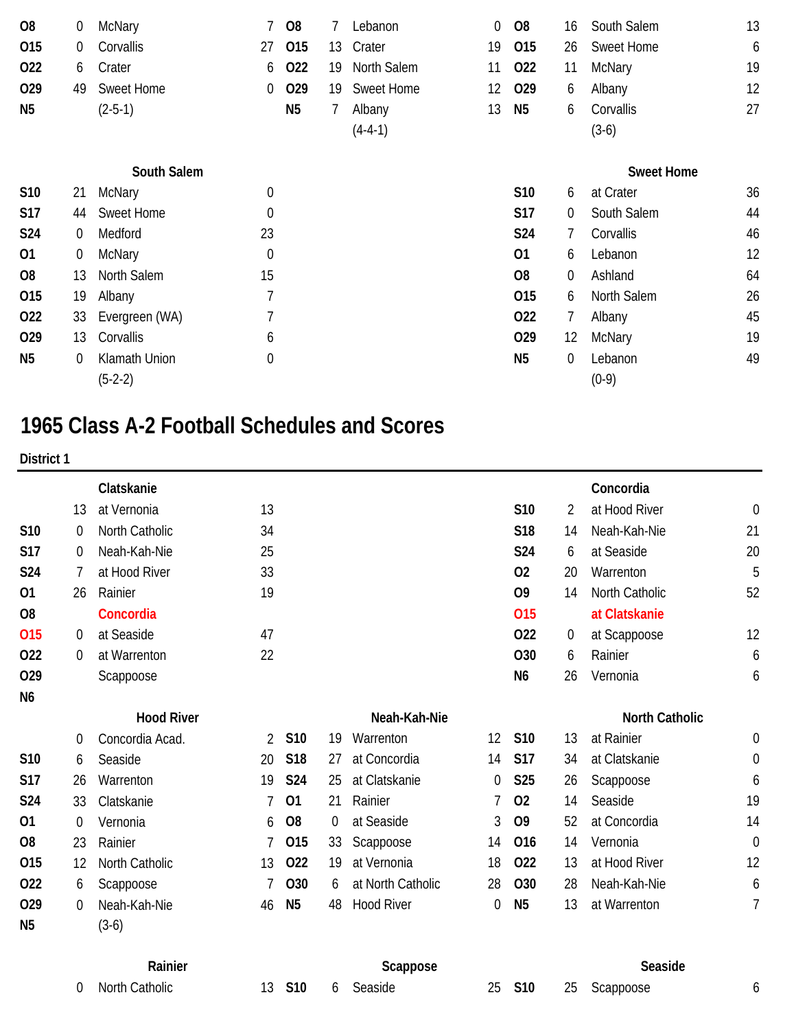| | | | |
|---|---|---|---|
| O8 | 0 | McNary | 7 |
| O15 | 0 | Corvallis | 27 |
| O22 | 6 | Crater | 6 |
| O29 | 49 | Sweet Home | 0 |
| N5 | | (2-5-1) | |

| | | | |
|---|---|---|---|
| O8 | 7 | Lebanon | 0 |
| O15 | 13 | Crater | 19 |
| O22 | 19 | North Salem | 11 |
| O29 | 19 | Sweet Home | 12 |
| N5 | 7 | Albany | 13 |
| | | (4-4-1) | |

| | | | |
|---|---|---|---|
| O8 | 16 | South Salem | 13 |
| O15 | 26 | Sweet Home | 6 |
| O22 | 11 | McNary | 19 |
| O29 | 6 | Albany | 12 |
| N5 | 6 | Corvallis | 27 |
| | | (3-6) | |

**South Salem**

| | | | |
|---|---|---|---|
| S10 | 21 | McNary | 0 |
| S17 | 44 | Sweet Home | 0 |
| S24 | 0 | Medford | 23 |
| O1 | 0 | McNary | 0 |
| O8 | 13 | North Salem | 15 |
| O15 | 19 | Albany | 7 |
| O22 | 33 | Evergreen (WA) | 7 |
| O29 | 13 | Corvallis | 6 |
| N5 | 0 | Klamath Union | 0 |
| | | (5-2-2) | |

**Sweet Home**

| | | | |
|---|---|---|---|
| S10 | 6 | at Crater | 36 |
| S17 | 0 | South Salem | 44 |
| S24 | 7 | Corvallis | 46 |
| O1 | 6 | Lebanon | 12 |
| O8 | 0 | Ashland | 64 |
| O15 | 6 | North Salem | 26 |
| O22 | 7 | Albany | 45 |
| O29 | 12 | McNary | 19 |
| N5 | 0 | Lebanon | 49 |
| | | (0-9) | |

# 1965 Class A-2 Football Schedules and Scores

## District 1

**Clatskanie**

| | | | |
|---|---|---|---|
| | 13 | at Vernonia | 13 |
| S10 | 0 | North Catholic | 34 |
| S17 | 0 | Neah-Kah-Nie | 25 |
| S24 | 7 | at Hood River | 33 |
| O1 | 26 | Rainier | 19 |
| O8 | | Concordia | |
| O15 | 0 | at Seaside | 47 |
| O22 | 0 | at Warrenton | 22 |
| O29 | | Scappoose | |
| N6 | | | |

**Concordia**

| | | | |
|---|---|---|---|
| S10 | 2 | at Hood River | 0 |
| S18 | 14 | Neah-Kah-Nie | 21 |
| S24 | 6 | at Seaside | 20 |
| O2 | 20 | Warrenton | 5 |
| O9 | 14 | North Catholic | 52 |
| O15 | | at Clatskanie | |
| O22 | 0 | at Scappoose | 12 |
| O30 | 6 | Rainier | 6 |
| N6 | 26 | Vernonia | 6 |

**Hood River**

| | | | |
|---|---|---|---|
| | 0 | Concordia Acad. | 2 |
| S10 | 6 | Seaside | 20 |
| S17 | 26 | Warrenton | 19 |
| S24 | 33 | Clatskanie | 7 |
| O1 | 0 | Vernonia | 6 |
| O8 | 23 | Rainier | 7 |
| O15 | 12 | North Catholic | 13 |
| O22 | 6 | Scappoose | 7 |
| O29 | 0 | Neah-Kah-Nie | 46 |
| N5 | | (3-6) | |

**Neah-Kah-Nie**

| | | | |
|---|---|---|---|
| S10 | 19 | Warrenton | 12 |
| S18 | 27 | at Concordia | 14 |
| S24 | 25 | at Clatskanie | 0 |
| O1 | 21 | Rainier | 7 |
| O8 | 0 | at Seaside | 3 |
| O15 | 33 | Scappoose | 14 |
| O22 | 19 | at Vernonia | 18 |
| O30 | 6 | at North Catholic | 28 |
| N5 | 48 | Hood River | 0 |

**North Catholic**

| | | | |
|---|---|---|---|
| S10 | 13 | at Rainier | 0 |
| S17 | 34 | at Clatskanie | 0 |
| S25 | 26 | Scappoose | 6 |
| O2 | 14 | Seaside | 19 |
| O9 | 52 | at Concordia | 14 |
| O16 | 14 | Vernonia | 0 |
| O22 | 13 | at Hood River | 12 |
| O30 | 28 | Neah-Kah-Nie | 6 |
| N5 | 13 | at Warrenton | 7 |

**Rainier**

| | | | |
|---|---|---|---|
| | 0 | North Catholic | 13 |

**Scappoose**

| | | | |
|---|---|---|---|
| S10 | 6 | Seaside | 25 |

**Seaside**

| | | | |
|---|---|---|---|
| S10 | 25 | Scappoose | 6 |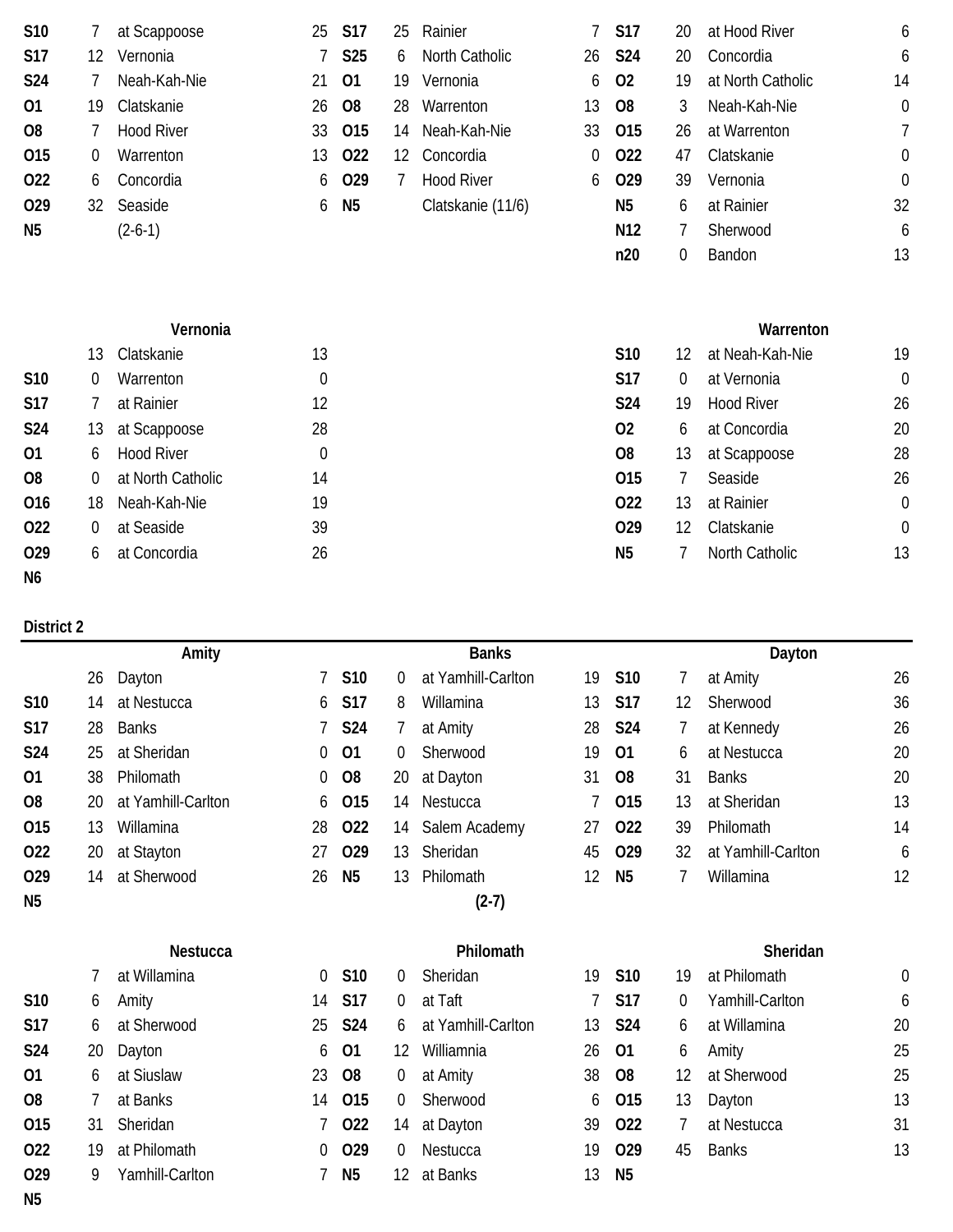| | | | | | | | | | | | |
|---|---|---|---|---|---|---|---|---|---|---|---|
| S10 | 7 | at Scappoose | 25 | S17 | 25 | Rainier | 7 | S17 | 20 | at Hood River | 6 |
| S17 | 12 | Vernonia | 7 | S25 | 6 | North Catholic | 26 | S24 | 20 | Concordia | 6 |
| S24 | 7 | Neah-Kah-Nie | 21 | O1 | 19 | Vernonia | 6 | O2 | 19 | at North Catholic | 14 |
| O1 | 19 | Clatskanie | 26 | O8 | 28 | Warrenton | 13 | O8 | 3 | Neah-Kah-Nie | 0 |
| O8 | 7 | Hood River | 33 | O15 | 14 | Neah-Kah-Nie | 33 | O15 | 26 | at Warrenton | 7 |
| O15 | 0 | Warrenton | 13 | O22 | 12 | Concordia | 0 | O22 | 47 | Clatskanie | 0 |
| O22 | 6 | Concordia | 6 | O29 | 7 | Hood River | 6 | O29 | 39 | Vernonia | 0 |
| O29 | 32 | Seaside | 6 | N5 | | Clatskanie (11/6) | | N5 | 6 | at Rainier | 32 |
| N5 | | (2-6-1) | | | | | | N12 | 7 | Sherwood | 6 |
| | | | | | | | | n20 | 0 | Bandon | 13 |

| | | Vernonia | | | | Warrenton | |
|---|---|---|---|---|---|---|---|
| | 13 | Clatskanie | 13 | S10 | 12 | at Neah-Kah-Nie | 19 |
| S10 | 0 | Warrenton | 0 | S17 | 0 | at Vernonia | 0 |
| S17 | 7 | at Rainier | 12 | S24 | 19 | Hood River | 26 |
| S24 | 13 | at Scappoose | 28 | O2 | 6 | at Concordia | 20 |
| O1 | 6 | Hood River | 0 | O8 | 13 | at Scappoose | 28 |
| O8 | 0 | at North Catholic | 14 | O15 | 7 | Seaside | 26 |
| O16 | 18 | Neah-Kah-Nie | 19 | O22 | 13 | at Rainier | 0 |
| O22 | 0 | at Seaside | 39 | O29 | 12 | Clatskanie | 0 |
| O29 | 6 | at Concordia | 26 | N5 | 7 | North Catholic | 13 |
| N6 | | | | | | | |

**District 2**

| | | Amity | | | | Banks | | | | Dayton | |
|---|---|---|---|---|---|---|---|---|---|---|---|
| | 26 | Dayton | 7 | S10 | 0 | at Yamhill-Carlton | 19 | S10 | 7 | at Amity | 26 |
| S10 | 14 | at Nestucca | 6 | S17 | 8 | Willamina | 13 | S17 | 12 | Sherwood | 36 |
| S17 | 28 | Banks | 7 | S24 | 7 | at Amity | 28 | S24 | 7 | at Kennedy | 26 |
| S24 | 25 | at Sheridan | 0 | O1 | 0 | Sherwood | 19 | O1 | 6 | at Nestucca | 20 |
| O1 | 38 | Philomath | 0 | O8 | 20 | at Dayton | 31 | O8 | 31 | Banks | 20 |
| O8 | 20 | at Yamhill-Carlton | 6 | O15 | 14 | Nestucca | 7 | O15 | 13 | at Sheridan | 13 |
| O15 | 13 | Willamina | 28 | O22 | 14 | Salem Academy | 27 | O22 | 39 | Philomath | 14 |
| O22 | 20 | at Stayton | 27 | O29 | 13 | Sheridan | 45 | O29 | 32 | at Yamhill-Carlton | 6 |
| O29 | 14 | at Sherwood | 26 | N5 | 13 | Philomath | 12 | N5 | 7 | Willamina | 12 |
| N5 | | | | | | (2-7) | | | | | |

| | | Nestucca | | | | Philomath | | | | Sheridan | |
|---|---|---|---|---|---|---|---|---|---|---|---|
| | 7 | at Willamina | 0 | S10 | 0 | Sheridan | 19 | S10 | 19 | at Philomath | 0 |
| S10 | 6 | Amity | 14 | S17 | 0 | at Taft | 7 | S17 | 0 | Yamhill-Carlton | 6 |
| S17 | 6 | at Sherwood | 25 | S24 | 6 | at Yamhill-Carlton | 13 | S24 | 6 | at Willamina | 20 |
| S24 | 20 | Dayton | 6 | O1 | 12 | Williamnia | 26 | O1 | 6 | Amity | 25 |
| O1 | 6 | at Siuslaw | 23 | O8 | 0 | at Amity | 38 | O8 | 12 | at Sherwood | 25 |
| O8 | 7 | at Banks | 14 | O15 | 0 | Sherwood | 6 | O15 | 13 | Dayton | 13 |
| O15 | 31 | Sheridan | 7 | O22 | 14 | at Dayton | 39 | O22 | 7 | at Nestucca | 31 |
| O22 | 19 | at Philomath | 0 | O29 | 0 | Nestucca | 19 | O29 | 45 | Banks | 13 |
| O29 | 9 | Yamhill-Carlton | 7 | N5 | 12 | at Banks | 13 | N5 | | | |
| N5 | | | | | | | | | | | |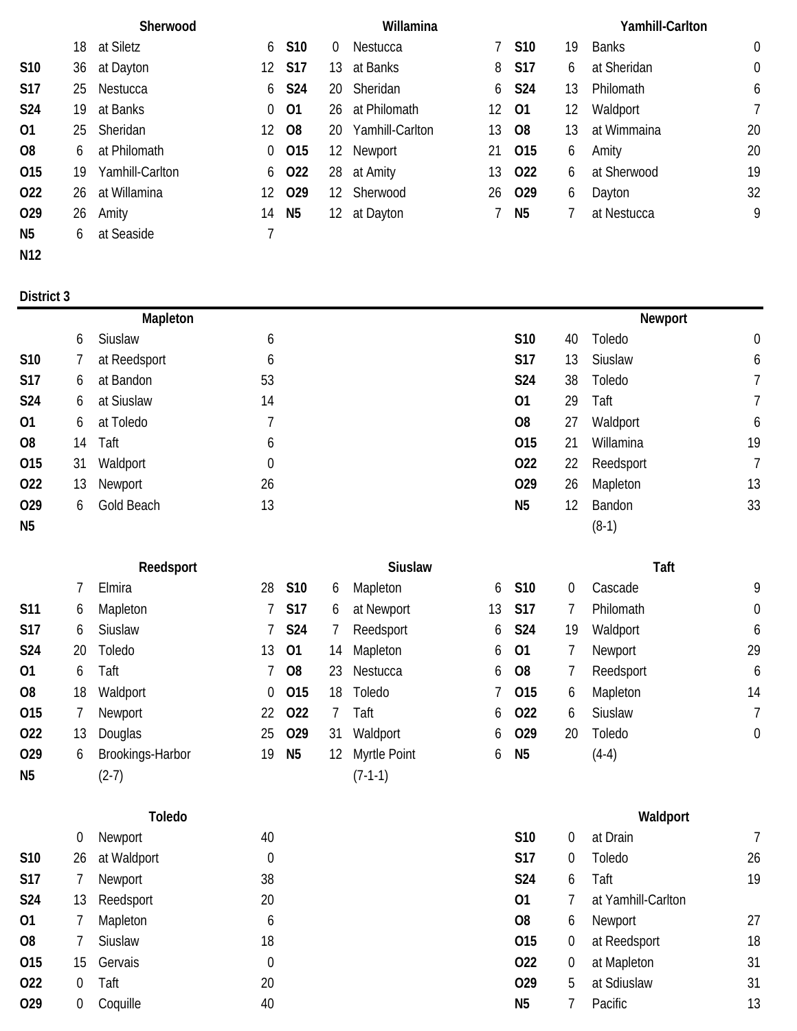### Sherwood

| Date | Score | Opponent | Opp. Score |
|---|---|---|---|
| | 18 | at Siletz | 6 |
| S10 | 36 | at Dayton | 12 |
| S17 | 25 | Nestucca | 6 |
| S24 | 19 | at Banks | 0 |
| O1 | 25 | Sheridan | 12 |
| O8 | 6 | at Philomath | 0 |
| O15 | 19 | Yamhill-Carlton | 6 |
| O22 | 26 | at Willamina | 12 |
| O29 | 26 | Amity | 14 |
| N5 | 6 | at Seaside | 7 |
| N12 | | | |

### Willamina

| Date | Score | Opponent | Opp. Score |
|---|---|---|---|
| S10 | 0 | Nestucca | 7 |
| S17 | 13 | at Banks | 8 |
| S24 | 20 | Sheridan | 6 |
| O1 | 26 | at Philomath | 12 |
| O8 | 20 | Yamhill-Carlton | 13 |
| O15 | 12 | Newport | 21 |
| O22 | 28 | at Amity | 13 |
| O29 | 12 | Sherwood | 26 |
| N5 | 12 | at Dayton | 7 |

### Yamhill-Carlton

| Date | Score | Opponent | Opp. Score |
|---|---|---|---|
| S10 | 19 | Banks | 0 |
| S17 | 6 | at Sheridan | 0 |
| S24 | 13 | Philomath | 6 |
| O1 | 12 | Waldport | 7 |
| O8 | 13 | at Wimmaina | 20 |
| O15 | 6 | Amity | 20 |
| O22 | 6 | at Sherwood | 19 |
| O29 | 6 | Dayton | 32 |
| N5 | 7 | at Nestucca | 9 |

## District 3

### Mapleton

| Date | Score | Opponent | Opp. Score |
|---|---|---|---|
| | 6 | Siuslaw | 6 |
| S10 | 7 | at Reedsport | 6 |
| S17 | 6 | at Bandon | 53 |
| S24 | 6 | at Siuslaw | 14 |
| O1 | 6 | at Toledo | 7 |
| O8 | 14 | Taft | 6 |
| O15 | 31 | Waldport | 0 |
| O22 | 13 | Newport | 26 |
| O29 | 6 | Gold Beach | 13 |
| N5 | | | |

### Newport

| Date | Score | Opponent | Opp. Score |
|---|---|---|---|
| S10 | 40 | Toledo | 0 |
| S17 | 13 | Siuslaw | 6 |
| S24 | 38 | Toledo | 7 |
| O1 | 29 | Taft | 7 |
| O8 | 27 | Waldport | 6 |
| O15 | 21 | Willamina | 19 |
| O22 | 22 | Reedsport | 7 |
| O29 | 26 | Mapleton | 13 |
| N5 | 12 | Bandon | 33 |
| | | (8-1) | |

### Reedsport

| Date | Score | Opponent | Opp. Score |
|---|---|---|---|
| | 7 | Elmira | 28 |
| S11 | 6 | Mapleton | 7 |
| S17 | 6 | Siuslaw | 7 |
| S24 | 20 | Toledo | 13 |
| O1 | 6 | Taft | 7 |
| O8 | 18 | Waldport | 0 |
| O15 | 7 | Newport | 22 |
| O22 | 13 | Douglas | 25 |
| O29 | 6 | Brookings-Harbor | 19 |
| N5 | | (2-7) | |

### Siuslaw

| Date | Score | Opponent | Opp. Score |
|---|---|---|---|
| S10 | 6 | Mapleton | 6 |
| S17 | 6 | at Newport | 13 |
| S24 | 7 | Reedsport | 6 |
| O1 | 14 | Mapleton | 6 |
| O8 | 23 | Nestucca | 6 |
| O15 | 18 | Toledo | 7 |
| O22 | 7 | Taft | 6 |
| O29 | 31 | Waldport | 6 |
| N5 | 12 | Myrtle Point | 6 |
| | | (7-1-1) | |

### Taft

| Date | Score | Opponent | Opp. Score |
|---|---|---|---|
| S10 | 0 | Cascade | 9 |
| S17 | 7 | Philomath | 0 |
| S24 | 19 | Waldport | 6 |
| O1 | 7 | Newport | 29 |
| O8 | 7 | Reedsport | 6 |
| O15 | 6 | Mapleton | 14 |
| O22 | 6 | Siuslaw | 7 |
| O29 | 20 | Toledo | 0 |
| N5 | | (4-4) | |

### Toledo

| Date | Score | Opponent | Opp. Score |
|---|---|---|---|
| | 0 | Newport | 40 |
| S10 | 26 | at Waldport | 0 |
| S17 | 7 | Newport | 38 |
| S24 | 13 | Reedsport | 20 |
| O1 | 7 | Mapleton | 6 |
| O8 | 7 | Siuslaw | 18 |
| O15 | 15 | Gervais | 0 |
| O22 | 0 | Taft | 20 |
| O29 | 0 | Coquille | 40 |

### Waldport

| Date | Score | Opponent | Opp. Score |
|---|---|---|---|
| S10 | 0 | at Drain | 7 |
| S17 | 0 | Toledo | 26 |
| S24 | 6 | Taft | 19 |
| O1 | 7 | at Yamhill-Carlton | |
| O8 | 6 | Newport | 27 |
| O15 | 0 | at Reedsport | 18 |
| O22 | 0 | at Mapleton | 31 |
| O29 | 5 | at Sdiuslaw | 31 |
| N5 | 7 | Pacific | 13 |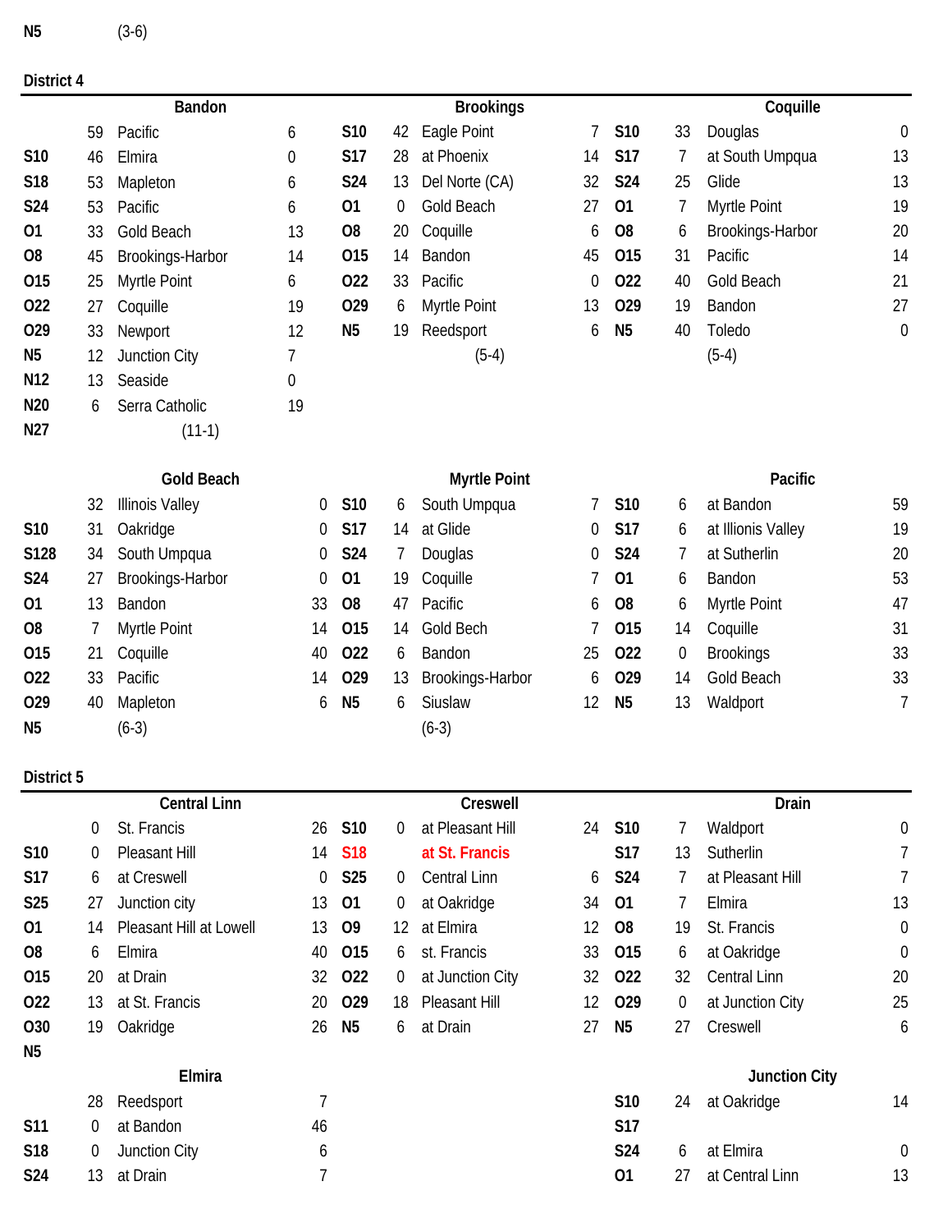N5 (3-6)

## District 4

### Bandon

| Date | Score | Opponent | Opp |
|---|---|---|---|
| | 59 | Pacific | 6 |
| S10 | 46 | Elmira | 0 |
| S18 | 53 | Mapleton | 6 |
| S24 | 53 | Pacific | 6 |
| O1 | 33 | Gold Beach | 13 |
| O8 | 45 | Brookings-Harbor | 14 |
| O15 | 25 | Myrtle Point | 6 |
| O22 | 27 | Coquille | 19 |
| O29 | 33 | Newport | 12 |
| N5 | 12 | Junction City | 7 |
| N12 | 13 | Seaside | 0 |
| N20 | 6 | Serra Catholic | 19 |
| N27 | | (11-1) | |

### Brookings

| Date | Score | Opponent | Opp |
|---|---|---|---|
| S10 | 42 | Eagle Point | 7 |
| S17 | 28 | at Phoenix | 14 |
| S24 | 13 | Del Norte (CA) | 32 |
| O1 | 0 | Gold Beach | 27 |
| O8 | 20 | Coquille | 6 |
| O15 | 14 | Bandon | 45 |
| O22 | 33 | Pacific | 0 |
| O29 | 6 | Myrtle Point | 13 |
| N5 | 19 | Reedsport | 6 |
| | | (5-4) | |

### Coquille

| Date | Score | Opponent | Opp |
|---|---|---|---|
| S10 | 33 | Douglas | 0 |
| S17 | 7 | at South Umpqua | 13 |
| S24 | 25 | Glide | 13 |
| O1 | 7 | Myrtle Point | 19 |
| O8 | 6 | Brookings-Harbor | 20 |
| O15 | 31 | Pacific | 14 |
| O22 | 40 | Gold Beach | 21 |
| O29 | 19 | Bandon | 27 |
| N5 | 40 | Toledo | 0 |
| | | (5-4) | |

### Gold Beach

| Date | Score | Opponent | Opp |
|---|---|---|---|
| | 32 | Illinois Valley | 0 |
| S10 | 31 | Oakridge | 0 |
| S128 | 34 | South Umpqua | 0 |
| S24 | 27 | Brookings-Harbor | 0 |
| O1 | 13 | Bandon | 33 |
| O8 | 7 | Myrtle Point | 14 |
| O15 | 21 | Coquille | 40 |
| O22 | 33 | Pacific | 14 |
| O29 | 40 | Mapleton | 6 |
| N5 | | (6-3) | |

### Myrtle Point

| Date | Score | Opponent | Opp |
|---|---|---|---|
| S10 | 6 | South Umpqua | 7 |
| S17 | 14 | at Glide | 0 |
| S24 | 7 | Douglas | 0 |
| O1 | 19 | Coquille | 7 |
| O8 | 47 | Pacific | 6 |
| O15 | 14 | Gold Bech | 7 |
| O22 | 6 | Bandon | 25 |
| O29 | 13 | Brookings-Harbor | 6 |
| N5 | 6 | Siuslaw | 12 |
| | | (6-3) | |

### Pacific

| Date | Score | Opponent | Opp |
|---|---|---|---|
| S10 | 6 | at Bandon | 59 |
| S17 | 6 | at Illionis Valley | 19 |
| S24 | 7 | at Sutherlin | 20 |
| O1 | 6 | Bandon | 53 |
| O8 | 6 | Myrtle Point | 47 |
| O15 | 14 | Coquille | 31 |
| O22 | 0 | Brookings | 33 |
| O29 | 14 | Gold Beach | 33 |
| N5 | 13 | Waldport | 7 |

## District 5

### Central Linn

| Date | Score | Opponent | Opp |
|---|---|---|---|
| | 0 | St. Francis | 26 |
| S10 | 0 | Pleasant Hill | 14 |
| S17 | 6 | at Creswell | 0 |
| S25 | 27 | Junction city | 13 |
| O1 | 14 | Pleasant Hill at Lowell | 13 |
| O8 | 6 | Elmira | 40 |
| O15 | 20 | at Drain | 32 |
| O22 | 13 | at St. Francis | 20 |
| O30 | 19 | Oakridge | 26 |
| N5 | | | |

### Creswell

| Date | Score | Opponent | Opp |
|---|---|---|---|
| S10 | 0 | at Pleasant Hill | 24 |
| S18 | | at St. Francis | |
| S25 | 0 | Central Linn | 6 |
| O1 | 0 | at Oakridge | 34 |
| O9 | 12 | at Elmira | 12 |
| O15 | 6 | st. Francis | 33 |
| O22 | 0 | at Junction City | 32 |
| O29 | 18 | Pleasant Hill | 12 |
| N5 | 6 | at Drain | 27 |

### Drain

| Date | Score | Opponent | Opp |
|---|---|---|---|
| S10 | 7 | Waldport | 0 |
| S17 | 13 | Sutherlin | 7 |
| S24 | 7 | at Pleasant Hill | 7 |
| O1 | 7 | Elmira | 13 |
| O8 | 19 | St. Francis | 0 |
| O15 | 6 | at Oakridge | 0 |
| O22 | 32 | Central Linn | 20 |
| O29 | 0 | at Junction City | 25 |
| N5 | 27 | Creswell | 6 |

### Elmira

| Date | Score | Opponent | Opp |
|---|---|---|---|
| | 28 | Reedsport | 7 |
| S11 | 0 | at Bandon | 46 |
| S18 | 0 | Junction City | 6 |
| S24 | 13 | at Drain | 7 |

### Junction City

| Date | Score | Opponent | Opp |
|---|---|---|---|
| S10 | 24 | at Oakridge | 14 |
| S17 | | | |
| S24 | 6 | at Elmira | 0 |
| O1 | 27 | at Central Linn | 13 |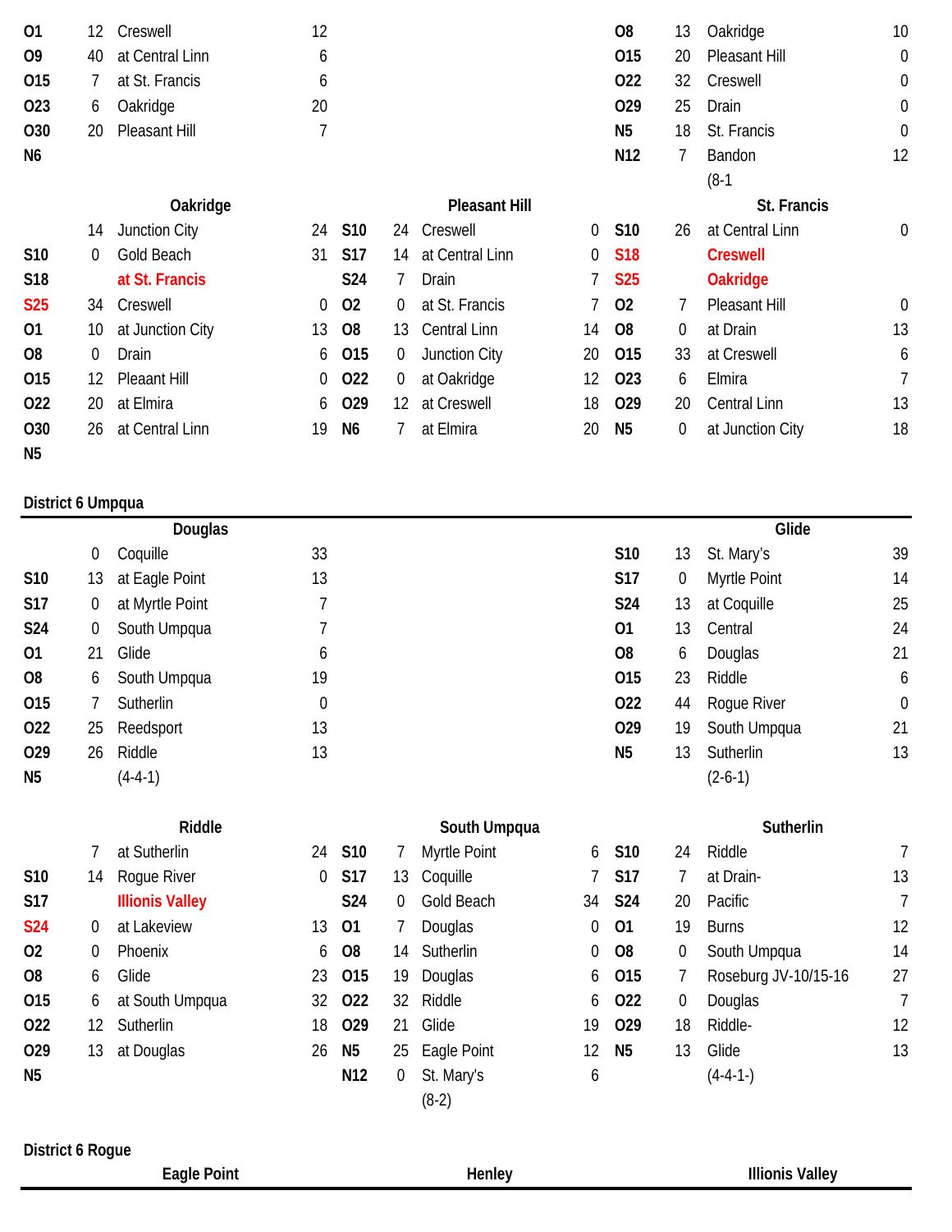| | | | |
|---|---|---|---|
| O1 | 12 | Creswell | 12 |
| O9 | 40 | at Central Linn | 6 |
| O15 | 7 | at St. Francis | 6 |
| O23 | 6 | Oakridge | 20 |
| O30 | 20 | Pleasant Hill | 7 |
| N6 | | | |

| | | | |
|---|---|---|---|
| O8 | 13 | Oakridge | 10 |
| O15 | 20 | Pleasant Hill | 0 |
| O22 | 32 | Creswell | 0 |
| O29 | 25 | Drain | 0 |
| N5 | 18 | St. Francis | 0 |
| N12 | 7 | Bandon | 12 |
| | | (8-1 | |

### Oakridge

| | | | |
|---|---|---|---|
| | 14 | Junction City | 24 |
| S10 | 0 | Gold Beach | 31 |
| S18 | | at St. Francis | |
| S25 | 34 | Creswell | 0 |
| O1 | 10 | at Junction City | 13 |
| O8 | 0 | Drain | 6 |
| O15 | 12 | Pleaant Hill | 0 |
| O22 | 20 | at Elmira | 6 |
| O30 | 26 | at Central Linn | 19 |
| N5 | | | |

### Pleasant Hill

| | | | |
|---|---|---|---|
| S10 | 24 | Creswell | 0 |
| S17 | 14 | at Central Linn | 0 |
| S24 | 7 | Drain | 7 |
| O2 | 0 | at St. Francis | 7 |
| O8 | 13 | Central Linn | 14 |
| O15 | 0 | Junction City | 20 |
| O22 | 0 | at Oakridge | 12 |
| O29 | 12 | at Creswell | 18 |
| N6 | 7 | at Elmira | 20 |

### St. Francis

| | | | |
|---|---|---|---|
| S10 | 26 | at Central Linn | 0 |
| S18 | | Creswell | |
| S25 | | Oakridge | |
| O2 | 7 | Pleasant Hill | 0 |
| O8 | 0 | at Drain | 13 |
| O15 | 33 | at Creswell | 6 |
| O23 | 6 | Elmira | 7 |
| O29 | 20 | Central Linn | 13 |
| N5 | 0 | at Junction City | 18 |

## District 6 Umpqua

### Douglas

| | | | |
|---|---|---|---|
| | 0 | Coquille | 33 |
| S10 | 13 | at Eagle Point | 13 |
| S17 | 0 | at Myrtle Point | 7 |
| S24 | 0 | South Umpqua | 7 |
| O1 | 21 | Glide | 6 |
| O8 | 6 | South Umpqua | 19 |
| O15 | 7 | Sutherlin | 0 |
| O22 | 25 | Reedsport | 13 |
| O29 | 26 | Riddle | 13 |
| N5 | | (4-4-1) | |

### Glide

| | | | |
|---|---|---|---|
| S10 | 13 | St. Mary's | 39 |
| S17 | 0 | Myrtle Point | 14 |
| S24 | 13 | at Coquille | 25 |
| O1 | 13 | Central | 24 |
| O8 | 6 | Douglas | 21 |
| O15 | 23 | Riddle | 6 |
| O22 | 44 | Rogue River | 0 |
| O29 | 19 | South Umpqua | 21 |
| N5 | 13 | Sutherlin | 13 |
| | | (2-6-1) | |

### Riddle

| | | | |
|---|---|---|---|
| | 7 | at Sutherlin | 24 |
| S10 | 14 | Rogue River | 0 |
| S17 | | Illionis Valley | |
| S24 | 0 | at Lakeview | 13 |
| O2 | 0 | Phoenix | 6 |
| O8 | 6 | Glide | 23 |
| O15 | 6 | at South Umpqua | 32 |
| O22 | 12 | Sutherlin | 18 |
| O29 | 13 | at Douglas | 26 |
| N5 | | | |

### South Umpqua

| | | | |
|---|---|---|---|
| S10 | 7 | Myrtle Point | 6 |
| S17 | 13 | Coquille | 7 |
| S24 | 0 | Gold Beach | 34 |
| O1 | 7 | Douglas | 0 |
| O8 | 14 | Sutherlin | 0 |
| O15 | 19 | Douglas | 6 |
| O22 | 32 | Riddle | 6 |
| O29 | 21 | Glide | 19 |
| N5 | 25 | Eagle Point | 12 |
| N12 | 0 | St. Mary's | 6 |
| | | (8-2) | |

### Sutherlin

| | | | |
|---|---|---|---|
| S10 | 24 | Riddle | 7 |
| S17 | 7 | at Drain- | 13 |
| S24 | 20 | Pacific | 7 |
| O1 | 19 | Burns | 12 |
| O8 | 0 | South Umpqua | 14 |
| O15 | 7 | Roseburg JV-10/15-16 | 27 |
| O22 | 0 | Douglas | 7 |
| O29 | 18 | Riddle- | 12 |
| N5 | 13 | Glide | 13 |
| | | (4-4-1-) | |

## District 6 Rogue

### Eagle Point

### Henley

### Illionis Valley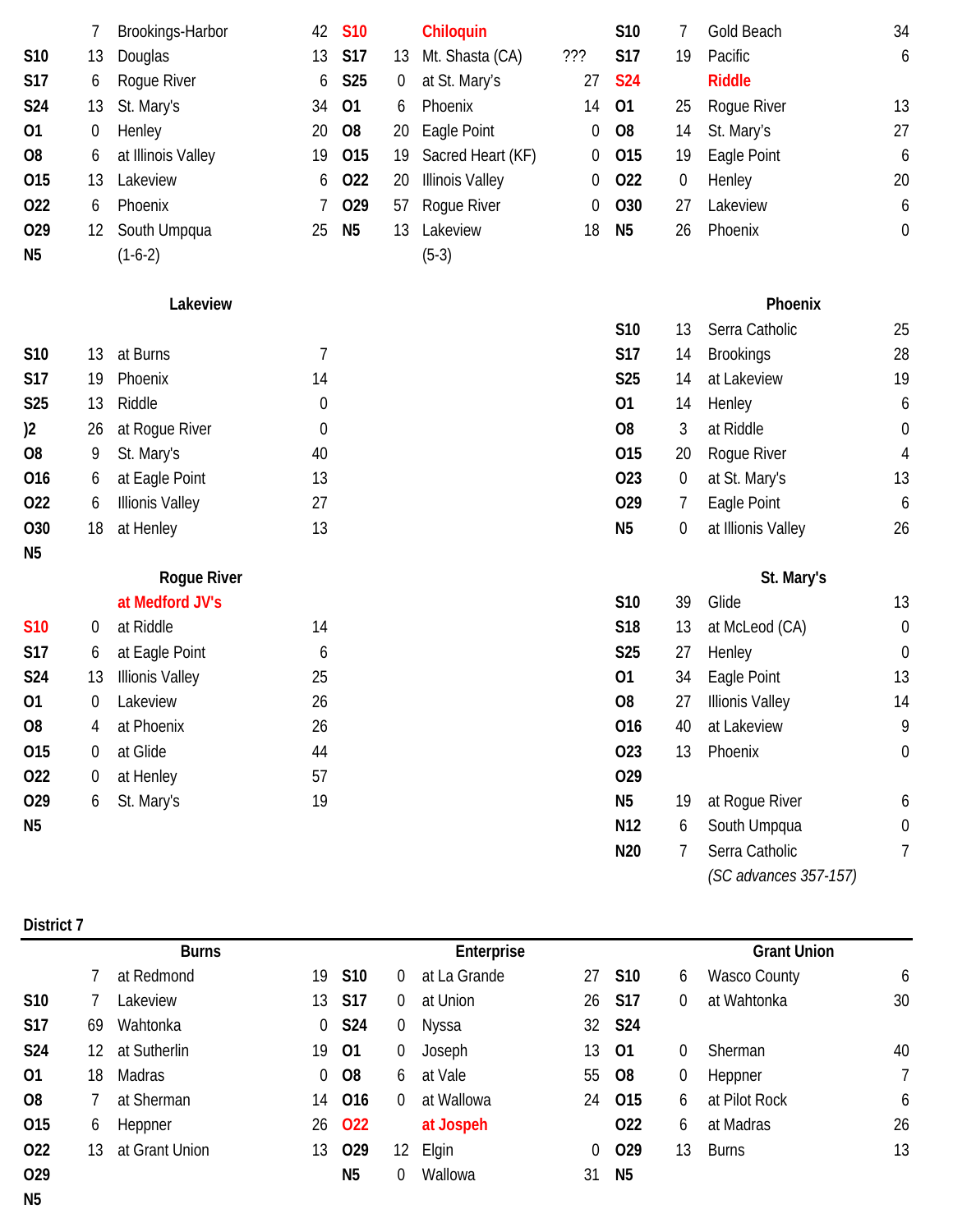| | | | |
|---|---|---|---|
| | 7 | Brookings-Harbor | 42 |
| S10 | 13 | Douglas | 13 |
| S17 | 6 | Rogue River | 6 |
| S24 | 13 | St. Mary's | 34 |
| O1 | 0 | Henley | 20 |
| O8 | 6 | at Illinois Valley | 19 |
| O15 | 13 | Lakeview | 6 |
| O22 | 6 | Phoenix | 7 |
| O29 | 12 | South Umpqua | 25 |
| N5 | | (1-6-2) | |

| | | **Chiloquin** | |
|---|---|---|---|
| S10 | | | |
| S17 | 13 | Mt. Shasta (CA) | ??? |
| S25 | 0 | at St. Mary's | 27 |
| O1 | 6 | Phoenix | 14 |
| O8 | 20 | Eagle Point | 0 |
| O15 | 19 | Sacred Heart (KF) | 0 |
| O22 | 20 | Illinois Valley | 0 |
| O29 | 57 | Rogue River | 0 |
| N5 | 13 | Lakeview | 18 |
| | | (5-3) | |

| | | | |
|---|---|---|---|
| S10 | 7 | Gold Beach | 34 |
| S17 | 19 | Pacific | 6 |
| S24 | | **Riddle** | |
| O1 | 25 | Rogue River | 13 |
| O8 | 14 | St. Mary's | 27 |
| O15 | 19 | Eagle Point | 6 |
| O22 | 0 | Henley | 20 |
| O30 | 27 | Lakeview | 6 |
| N5 | 26 | Phoenix | 0 |

### Lakeview

| | | | |
|---|---|---|---|
| S10 | 13 | at Burns | 7 |
| S17 | 19 | Phoenix | 14 |
| S25 | 13 | Riddle | 0 |
| )2 | 26 | at Rogue River | 0 |
| O8 | 9 | St. Mary's | 40 |
| O16 | 6 | at Eagle Point | 13 |
| O22 | 6 | Illionis Valley | 27 |
| O30 | 18 | at Henley | 13 |
| N5 | | | |

### Phoenix

| | | | |
|---|---|---|---|
| S10 | 13 | Serra Catholic | 25 |
| S17 | 14 | Brookings | 28 |
| S25 | 14 | at Lakeview | 19 |
| O1 | 14 | Henley | 6 |
| O8 | 3 | at Riddle | 0 |
| O15 | 20 | Rogue River | 4 |
| O23 | 0 | at St. Mary's | 13 |
| O29 | 7 | Eagle Point | 6 |
| N5 | 0 | at Illinois Valley | 26 |

### Rogue River

| | | | |
|---|---|---|---|
| | | **at Medford JV's** | |
| S10 | 0 | at Riddle | 14 |
| S17 | 6 | at Eagle Point | 6 |
| S24 | 13 | Illionis Valley | 25 |
| O1 | 0 | Lakeview | 26 |
| O8 | 4 | at Phoenix | 26 |
| O15 | 0 | at Glide | 44 |
| O22 | 0 | at Henley | 57 |
| O29 | 6 | St. Mary's | 19 |
| N5 | | | |

### St. Mary's

| | | | |
|---|---|---|---|
| S10 | 39 | Glide | 13 |
| S18 | 13 | at McLeod (CA) | 0 |
| S25 | 27 | Henley | 0 |
| O1 | 34 | Eagle Point | 13 |
| O8 | 27 | Illionis Valley | 14 |
| O16 | 40 | at Lakeview | 9 |
| O23 | 13 | Phoenix | 0 |
| O29 | | | |
| N5 | 19 | at Rogue River | 6 |
| N12 | 6 | South Umpqua | 0 |
| N20 | 7 | Serra Catholic | 7 |
| | | *(SC advances 357-157)* | |

## District 7

### Burns

| | | | |
|---|---|---|---|
| | 7 | at Redmond | 19 |
| S10 | 7 | Lakeview | 13 |
| S17 | 69 | Wahtonka | 0 |
| S24 | 12 | at Sutherlin | 19 |
| O1 | 18 | Madras | 0 |
| O8 | 7 | at Sherman | 14 |
| O15 | 6 | Heppner | 26 |
| O22 | 13 | at Grant Union | 13 |
| O29 | | | |
| N5 | | | |

### Enterprise

| | | | |
|---|---|---|---|
| S10 | 0 | at La Grande | 27 |
| S17 | 0 | at Union | 26 |
| S24 | 0 | Nyssa | 32 |
| O1 | 0 | Joseph | 13 |
| O8 | 6 | at Vale | 55 |
| O16 | 0 | at Wallowa | 24 |
| O22 | | **at Jospeh** | |
| O29 | 12 | Elgin | 0 |
| N5 | 0 | Wallowa | 31 |

### Grant Union

| | | | |
|---|---|---|---|
| S10 | 6 | Wasco County | 6 |
| S17 | 0 | at Wahtonka | 30 |
| S24 | | | |
| O1 | 0 | Sherman | 40 |
| O8 | 0 | Heppner | 7 |
| O15 | 6 | at Pilot Rock | 6 |
| O22 | 6 | at Madras | 26 |
| O29 | 13 | Burns | 13 |
| N5 | | | |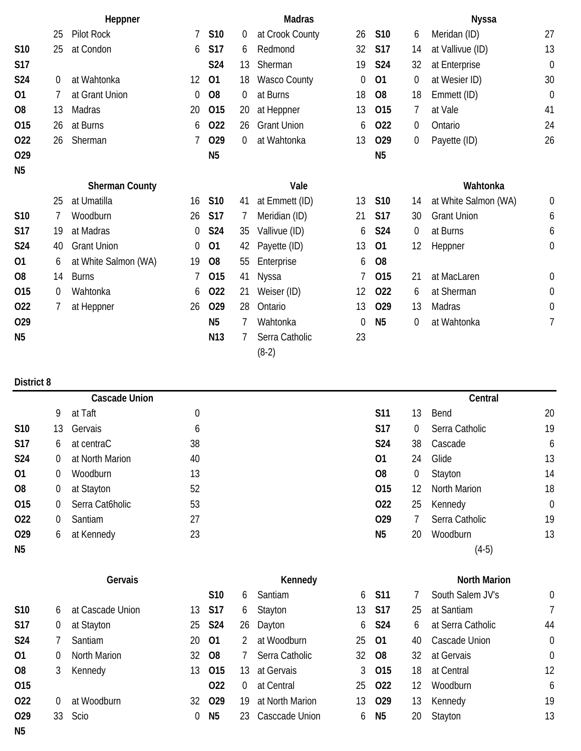### Heppner

| Date | Score | Opponent | Score |
|---|---|---|---|
| | 25 | Pilot Rock | 7 |
| S10 | 25 | at Condon | 6 |
| S17 | | | |
| S24 | 0 | at Wahtonka | 12 |
| O1 | 7 | at Grant Union | 0 |
| O8 | 13 | Madras | 20 |
| O15 | 26 | at Burns | 6 |
| O22 | 26 | Sherman | 7 |
| O29 | | | |
| N5 | | | |

### Madras

| Date | Score | Opponent | Score |
|---|---|---|---|
| S10 | 0 | at Crook County | 26 |
| S17 | 6 | Redmond | 32 |
| S24 | 13 | Sherman | 19 |
| O1 | 18 | Wasco County | 0 |
| O8 | 0 | at Burns | 18 |
| O15 | 20 | at Heppner | 13 |
| O22 | 26 | Grant Union | 6 |
| O29 | 0 | at Wahtonka | 13 |
| N5 | | | |

### Nyssa

| Date | Score | Opponent | Score |
|---|---|---|---|
| S10 | 6 | Meridan (ID) | 27 |
| S17 | 14 | at Vallivue (ID) | 13 |
| S24 | 32 | at Enterprise | 0 |
| O1 | 0 | at Wesier ID) | 30 |
| O8 | 18 | Emmett (ID) | 0 |
| O15 | 7 | at Vale | 41 |
| O22 | 0 | Ontario | 24 |
| O29 | 0 | Payette (ID) | 26 |
| N5 | | | |

### Sherman County

| Date | Score | Opponent | Score |
|---|---|---|---|
| | 25 | at Umatilla | 16 |
| S10 | 7 | Woodburn | 26 |
| S17 | 19 | at Madras | 0 |
| S24 | 40 | Grant Union | 0 |
| O1 | 6 | at White Salmon (WA) | 19 |
| O8 | 14 | Burns | 7 |
| O15 | 0 | Wahtonka | 6 |
| O22 | 7 | at Heppner | 26 |
| O29 | | | |
| N5 | | | |

### Vale

| Date | Score | Opponent | Score |
|---|---|---|---|
| S10 | 41 | at Emmett (ID) | 13 |
| S17 | 7 | Meridian (ID) | 21 |
| S24 | 35 | Vallivue (ID) | 6 |
| O1 | 42 | Payette (ID) | 13 |
| O8 | 55 | Enterprise | 6 |
| O15 | 41 | Nyssa | 7 |
| O22 | 21 | Weiser (ID) | 12 |
| O29 | 28 | Ontario | 13 |
| N5 | 7 | Wahtonka | 0 |
| N13 | 7 | Serra Catholic | 23 |
| | | (8-2) | |

### Wahtonka

| Date | Score | Opponent | Score |
|---|---|---|---|
| S10 | 14 | at White Salmon (WA) | 0 |
| S17 | 30 | Grant Union | 6 |
| S24 | 0 | at Burns | 6 |
| O1 | 12 | Heppner | 0 |
| O8 | | | |
| O15 | 21 | at MacLaren | 0 |
| O22 | 6 | at Sherman | 0 |
| O29 | 13 | Madras | 0 |
| N5 | 0 | at Wahtonka | 7 |

## District 8

### Cascade Union

| Date | Score | Opponent | Score |
|---|---|---|---|
| | 9 | at Taft | 0 |
| S10 | 13 | Gervais | 6 |
| S17 | 6 | at centraC | 38 |
| S24 | 0 | at North Marion | 40 |
| O1 | 0 | Woodburn | 13 |
| O8 | 0 | at Stayton | 52 |
| O15 | 0 | Serra Cat6holic | 53 |
| O22 | 0 | Santiam | 27 |
| O29 | 6 | at Kennedy | 23 |
| N5 | | | |

### Central

| Date | Score | Opponent | Score |
|---|---|---|---|
| S11 | 13 | Bend | 20 |
| S17 | 0 | Serra Catholic | 19 |
| S24 | 38 | Cascade | 6 |
| O1 | 24 | Glide | 13 |
| O8 | 0 | Stayton | 14 |
| O15 | 12 | North Marion | 18 |
| O22 | 25 | Kennedy | 0 |
| O29 | 7 | Serra Catholic | 19 |
| N5 | 20 | Woodburn | 13 |
| | | (4-5) | |

### Gervais

| Date | Score | Opponent | Score |
|---|---|---|---|
| S10 | 6 | at Cascade Union | 13 |
| S17 | 0 | at Stayton | 25 |
| S24 | 7 | Santiam | 20 |
| O1 | 0 | North Marion | 32 |
| O8 | 3 | Kennedy | 13 |
| O15 | | | |
| O22 | 0 | at Woodburn | 32 |
| O29 | 33 | Scio | 0 |
| N5 | | | |

### Kennedy

| Date | Score | Opponent | Score |
|---|---|---|---|
| S10 | 6 | Santiam | 6 |
| S17 | 6 | Stayton | 13 |
| S24 | 26 | Dayton | 6 |
| O1 | 2 | at Woodburn | 25 |
| O8 | 7 | Serra Catholic | 32 |
| O15 | 13 | at Gervais | 3 |
| O22 | 0 | at Central | 25 |
| O29 | 19 | at North Marion | 13 |
| N5 | 23 | Casccade Union | 6 |

### North Marion

| Date | Score | Opponent | Score |
|---|---|---|---|
| S11 | 7 | South Salem JV's | 0 |
| S17 | 25 | at Santiam | 7 |
| S24 | 6 | at Serra Catholic | 44 |
| O1 | 40 | Cascade Union | 0 |
| O8 | 32 | at Gervais | 0 |
| O15 | 18 | at Central | 12 |
| O22 | 12 | Woodburn | 6 |
| O29 | 13 | Kennedy | 19 |
| N5 | 20 | Stayton | 13 |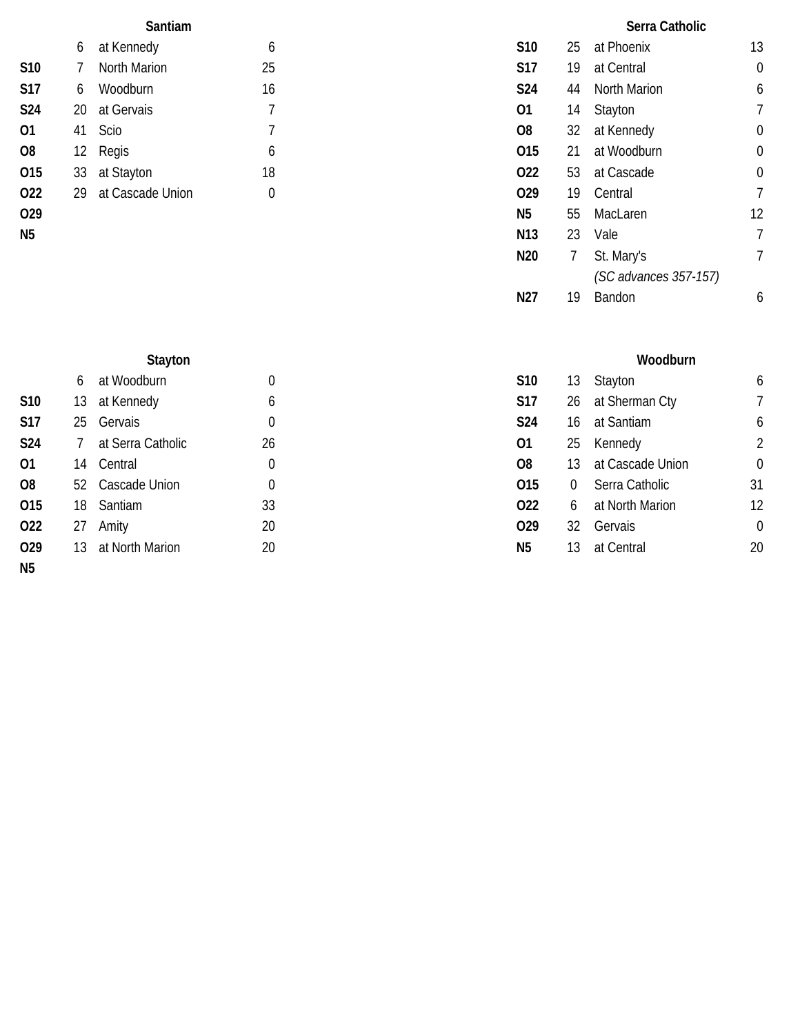### Santiam

| | | | |
|---|---|---|---|
| | 6 | at Kennedy | 6 |
| **S10** | 7 | North Marion | 25 |
| **S17** | 6 | Woodburn | 16 |
| **S24** | 20 | at Gervais | 7 |
| **O1** | 41 | Scio | 7 |
| **O8** | 12 | Regis | 6 |
| **O15** | 33 | at Stayton | 18 |
| **O22** | 29 | at Cascade Union | 0 |
| **O29** | | | |
| **N5** | | | |

### Serra Catholic

| | | | |
|---|---|---|---|
| **S10** | 25 | at Phoenix | 13 |
| **S17** | 19 | at Central | 0 |
| **S24** | 44 | North Marion | 6 |
| **O1** | 14 | Stayton | 7 |
| **O8** | 32 | at Kennedy | 0 |
| **O15** | 21 | at Woodburn | 0 |
| **O22** | 53 | at Cascade | 0 |
| **O29** | 19 | Central | 7 |
| **N5** | 55 | MacLaren | 12 |
| **N13** | 23 | Vale | 7 |
| **N20** | 7 | St. Mary's | 7 |
| | | *(SC advances 357-157)* | |
| **N27** | 19 | Bandon | 6 |

### Stayton

| | | | |
|---|---|---|---|
| | 6 | at Woodburn | 0 |
| **S10** | 13 | at Kennedy | 6 |
| **S17** | 25 | Gervais | 0 |
| **S24** | 7 | at Serra Catholic | 26 |
| **O1** | 14 | Central | 0 |
| **O8** | 52 | Cascade Union | 0 |
| **O15** | 18 | Santiam | 33 |
| **O22** | 27 | Amity | 20 |
| **O29** | 13 | at North Marion | 20 |
| **N5** | | | |

### Woodburn

| | | | |
|---|---|---|---|
| **S10** | 13 | Stayton | 6 |
| **S17** | 26 | at Sherman Cty | 7 |
| **S24** | 16 | at Santiam | 6 |
| **O1** | 25 | Kennedy | 2 |
| **O8** | 13 | at Cascade Union | 0 |
| **O15** | 0 | Serra Catholic | 31 |
| **O22** | 6 | at North Marion | 12 |
| **O29** | 32 | Gervais | 0 |
| **N5** | 13 | at Central | 20 |